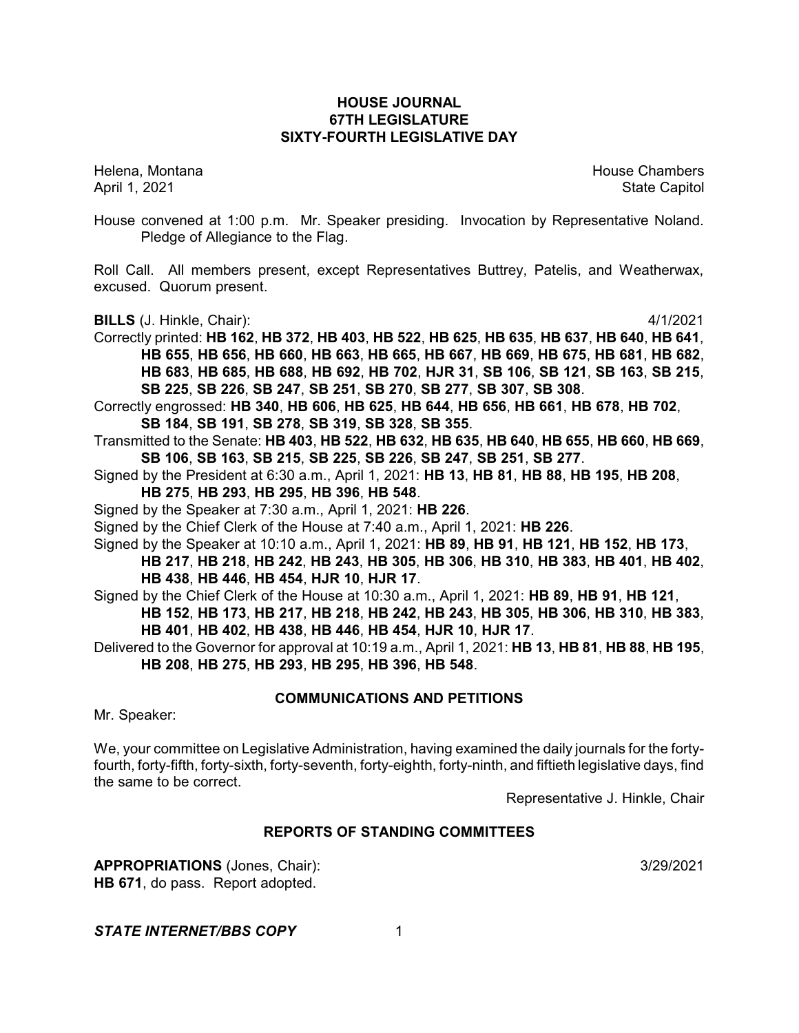# HOUSE JOURNAL
## 67TH LEGISLATURE
## SIXTY-FOURTH LEGISLATIVE DAY

Helena, Montana  
April 1, 2021

House Chambers  
State Capitol

House convened at 1:00 p.m. Mr. Speaker presiding. Invocation by Representative Noland. Pledge of Allegiance to the Flag.

Roll Call. All members present, except Representatives Buttrey, Patelis, and Weatherwax, excused. Quorum present.

**BILLS** (J. Hinkle, Chair): 4/1/2021

Correctly printed: **HB 162**, **HB 372**, **HB 403**, **HB 522**, **HB 625**, **HB 635**, **HB 637**, **HB 640**, **HB 641**, **HB 655**, **HB 656**, **HB 660**, **HB 663**, **HB 665**, **HB 667**, **HB 669**, **HB 675**, **HB 681**, **HB 682**, **HB 683**, **HB 685**, **HB 688**, **HB 692**, **HB 702**, **HJR 31**, **SB 106**, **SB 121**, **SB 163**, **SB 215**, **SB 225**, **SB 226**, **SB 247**, **SB 251**, **SB 270**, **SB 277**, **SB 307**, **SB 308**.

Correctly engrossed: **HB 340**, **HB 606**, **HB 625**, **HB 644**, **HB 656**, **HB 661**, **HB 678**, **HB 702**, **SB 184**, **SB 191**, **SB 278**, **SB 319**, **SB 328**, **SB 355**.

Transmitted to the Senate: **HB 403**, **HB 522**, **HB 632**, **HB 635**, **HB 640**, **HB 655**, **HB 660**, **HB 669**, **SB 106**, **SB 163**, **SB 215**, **SB 225**, **SB 226**, **SB 247**, **SB 251**, **SB 277**.

Signed by the President at 6:30 a.m., April 1, 2021: **HB 13**, **HB 81**, **HB 88**, **HB 195**, **HB 208**, **HB 275**, **HB 293**, **HB 295**, **HB 396**, **HB 548**.

Signed by the Speaker at 7:30 a.m., April 1, 2021: **HB 226**.

Signed by the Chief Clerk of the House at 7:40 a.m., April 1, 2021: **HB 226**.

Signed by the Speaker at 10:10 a.m., April 1, 2021: **HB 89**, **HB 91**, **HB 121**, **HB 152**, **HB 173**, **HB 217**, **HB 218**, **HB 242**, **HB 243**, **HB 305**, **HB 306**, **HB 310**, **HB 383**, **HB 401**, **HB 402**, **HB 438**, **HB 446**, **HB 454**, **HJR 10**, **HJR 17**.

Signed by the Chief Clerk of the House at 10:30 a.m., April 1, 2021: **HB 89**, **HB 91**, **HB 121**, **HB 152**, **HB 173**, **HB 217**, **HB 218**, **HB 242**, **HB 243**, **HB 305**, **HB 306**, **HB 310**, **HB 383**, **HB 401**, **HB 402**, **HB 438**, **HB 446**, **HB 454**, **HJR 10**, **HJR 17**.

Delivered to the Governor for approval at 10:19 a.m., April 1, 2021: **HB 13**, **HB 81**, **HB 88**, **HB 195**, **HB 208**, **HB 275**, **HB 293**, **HB 295**, **HB 396**, **HB 548**.

## COMMUNICATIONS AND PETITIONS

Mr. Speaker:

We, your committee on Legislative Administration, having examined the daily journals for the forty-fourth, forty-fifth, forty-sixth, forty-seventh, forty-eighth, forty-ninth, and fiftieth legislative days, find the same to be correct.

Representative J. Hinkle, Chair

## REPORTS OF STANDING COMMITTEES

**APPROPRIATIONS** (Jones, Chair): 3/29/2021

**HB 671**, do pass. Report adopted.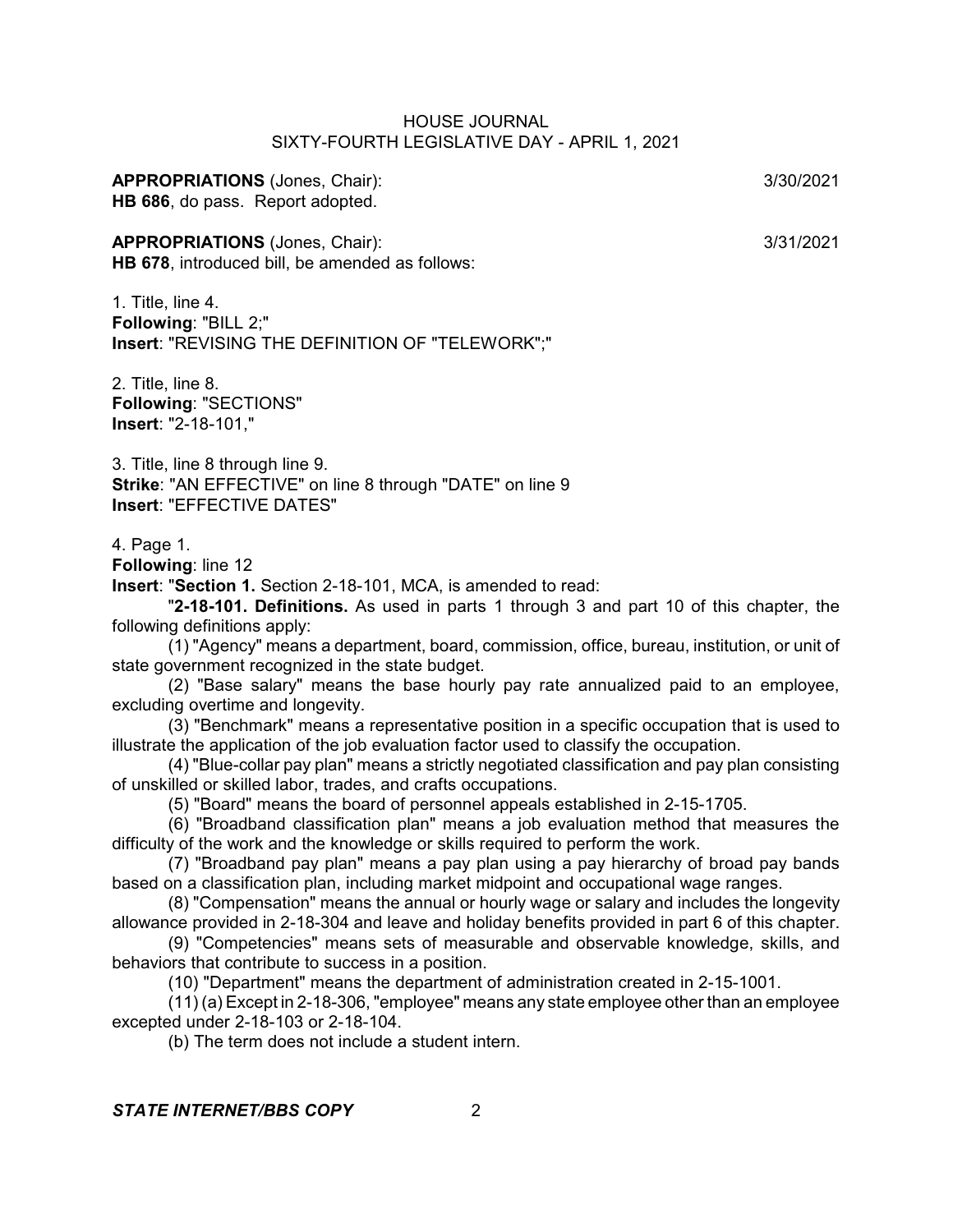**APPROPRIATIONS** (Jones, Chair): 3/30/2021
**HB 686**, do pass. Report adopted.

**APPROPRIATIONS** (Jones, Chair): 3/31/2021
**HB 678**, introduced bill, be amended as follows:

1. Title, line 4.
**Following**: "BILL 2;"
**Insert**: "REVISING THE DEFINITION OF "TELEWORK";"

2. Title, line 8.
**Following**: "SECTIONS"
**Insert**: "2-18-101,"

3. Title, line 8 through line 9.
**Strike**: "AN EFFECTIVE" on line 8 through "DATE" on line 9
**Insert**: "EFFECTIVE DATES"

4. Page 1.
**Following**: line 12
**Insert**: "**Section 1.** Section 2-18-101, MCA, is amended to read:

"**2-18-101. Definitions.** As used in parts 1 through 3 and part 10 of this chapter, the following definitions apply:

(1) "Agency" means a department, board, commission, office, bureau, institution, or unit of state government recognized in the state budget.

(2) "Base salary" means the base hourly pay rate annualized paid to an employee, excluding overtime and longevity.

(3) "Benchmark" means a representative position in a specific occupation that is used to illustrate the application of the job evaluation factor used to classify the occupation.

(4) "Blue-collar pay plan" means a strictly negotiated classification and pay plan consisting of unskilled or skilled labor, trades, and crafts occupations.

(5) "Board" means the board of personnel appeals established in 2-15-1705.

(6) "Broadband classification plan" means a job evaluation method that measures the difficulty of the work and the knowledge or skills required to perform the work.

(7) "Broadband pay plan" means a pay plan using a pay hierarchy of broad pay bands based on a classification plan, including market midpoint and occupational wage ranges.

(8) "Compensation" means the annual or hourly wage or salary and includes the longevity allowance provided in 2-18-304 and leave and holiday benefits provided in part 6 of this chapter.

(9) "Competencies" means sets of measurable and observable knowledge, skills, and behaviors that contribute to success in a position.

(10) "Department" means the department of administration created in 2-15-1001.

(11) (a) Except in 2-18-306, "employee" means any state employee other than an employee excepted under 2-18-103 or 2-18-104.

(b) The term does not include a student intern.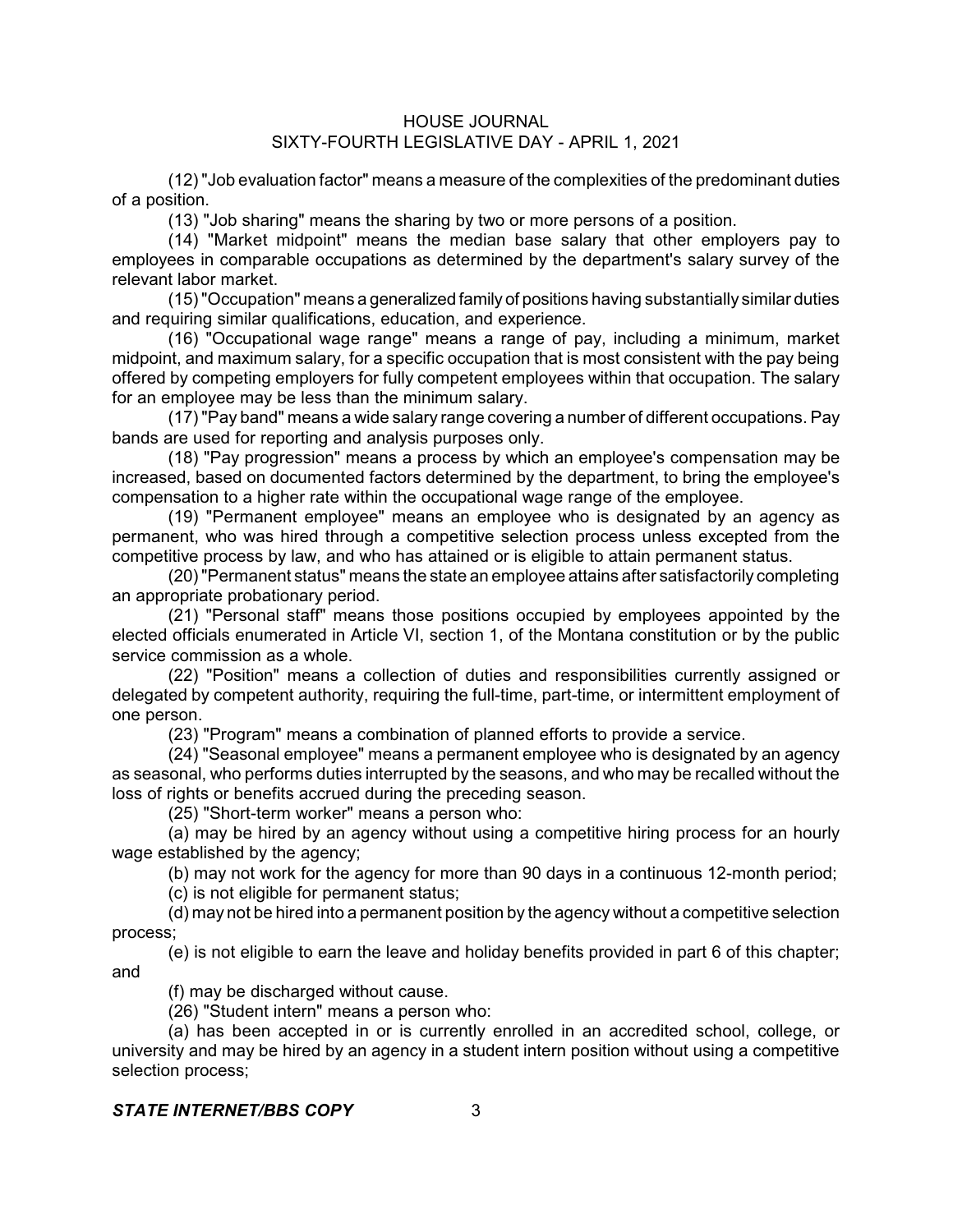(12) "Job evaluation factor" means a measure of the complexities of the predominant duties of a position.

(13) "Job sharing" means the sharing by two or more persons of a position.

(14) "Market midpoint" means the median base salary that other employers pay to employees in comparable occupations as determined by the department's salary survey of the relevant labor market.

(15) "Occupation" means a generalized family of positions having substantially similar duties and requiring similar qualifications, education, and experience.

(16) "Occupational wage range" means a range of pay, including a minimum, market midpoint, and maximum salary, for a specific occupation that is most consistent with the pay being offered by competing employers for fully competent employees within that occupation. The salary for an employee may be less than the minimum salary.

(17) "Pay band" means a wide salary range covering a number of different occupations. Pay bands are used for reporting and analysis purposes only.

(18) "Pay progression" means a process by which an employee's compensation may be increased, based on documented factors determined by the department, to bring the employee's compensation to a higher rate within the occupational wage range of the employee.

(19) "Permanent employee" means an employee who is designated by an agency as permanent, who was hired through a competitive selection process unless excepted from the competitive process by law, and who has attained or is eligible to attain permanent status.

(20) "Permanent status" means the state an employee attains after satisfactorily completing an appropriate probationary period.

(21) "Personal staff" means those positions occupied by employees appointed by the elected officials enumerated in Article VI, section 1, of the Montana constitution or by the public service commission as a whole.

(22) "Position" means a collection of duties and responsibilities currently assigned or delegated by competent authority, requiring the full-time, part-time, or intermittent employment of one person.

(23) "Program" means a combination of planned efforts to provide a service.

(24) "Seasonal employee" means a permanent employee who is designated by an agency as seasonal, who performs duties interrupted by the seasons, and who may be recalled without the loss of rights or benefits accrued during the preceding season.

(25) "Short-term worker" means a person who:

(a) may be hired by an agency without using a competitive hiring process for an hourly wage established by the agency;

(b) may not work for the agency for more than 90 days in a continuous 12-month period;

(c) is not eligible for permanent status;

(d) may not be hired into a permanent position by the agency without a competitive selection process;

(e) is not eligible to earn the leave and holiday benefits provided in part 6 of this chapter; and

(f) may be discharged without cause.

(26) "Student intern" means a person who:

(a) has been accepted in or is currently enrolled in an accredited school, college, or university and may be hired by an agency in a student intern position without using a competitive selection process;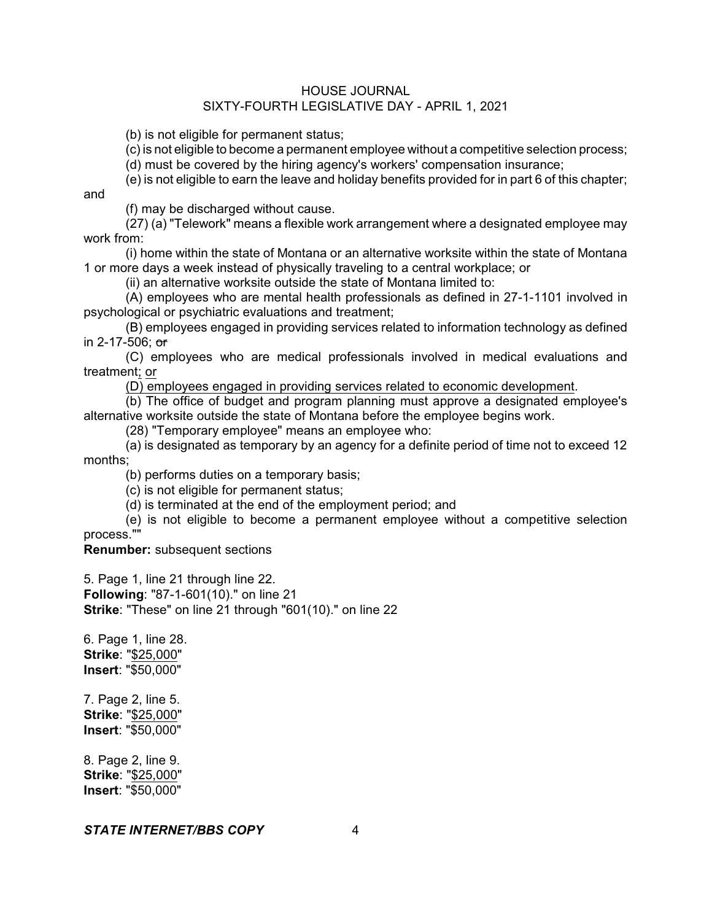(b) is not eligible for permanent status;

(c) is not eligible to become a permanent employee without a competitive selection process;

(d) must be covered by the hiring agency's workers' compensation insurance;

(e) is not eligible to earn the leave and holiday benefits provided for in part 6 of this chapter; and

(f) may be discharged without cause.

(27) (a) "Telework" means a flexible work arrangement where a designated employee may work from:

(i) home within the state of Montana or an alternative worksite within the state of Montana 1 or more days a week instead of physically traveling to a central workplace; or

(ii) an alternative worksite outside the state of Montana limited to:

(A) employees who are mental health professionals as defined in 27-1-1101 involved in psychological or psychiatric evaluations and treatment;

(B) employees engaged in providing services related to information technology as defined in 2-17-506; ~~or~~

(C) employees who are medical professionals involved in medical evaluations and treatment<u>; or</u>

<u>(D) employees engaged in providing services related to economic development</u>.

(b) The office of budget and program planning must approve a designated employee's alternative worksite outside the state of Montana before the employee begins work.

(28) "Temporary employee" means an employee who:

(a) is designated as temporary by an agency for a definite period of time not to exceed 12 months;

(b) performs duties on a temporary basis;

(c) is not eligible for permanent status;

(d) is terminated at the end of the employment period; and

(e) is not eligible to become a permanent employee without a competitive selection process.""

**Renumber:** subsequent sections

5. Page 1, line 21 through line 22.
**Following**: "87-1-601(10)." on line 21
**Strike**: "These" on line 21 through "601(10)." on line 22

6. Page 1, line 28.
**Strike**: "<u>$25,000</u>"
**Insert**: "$50,000"

7. Page 2, line 5.
**Strike**: "<u>$25,000</u>"
**Insert**: "$50,000"

8. Page 2, line 9.
**Strike**: "<u>$25,000</u>"
**Insert**: "$50,000"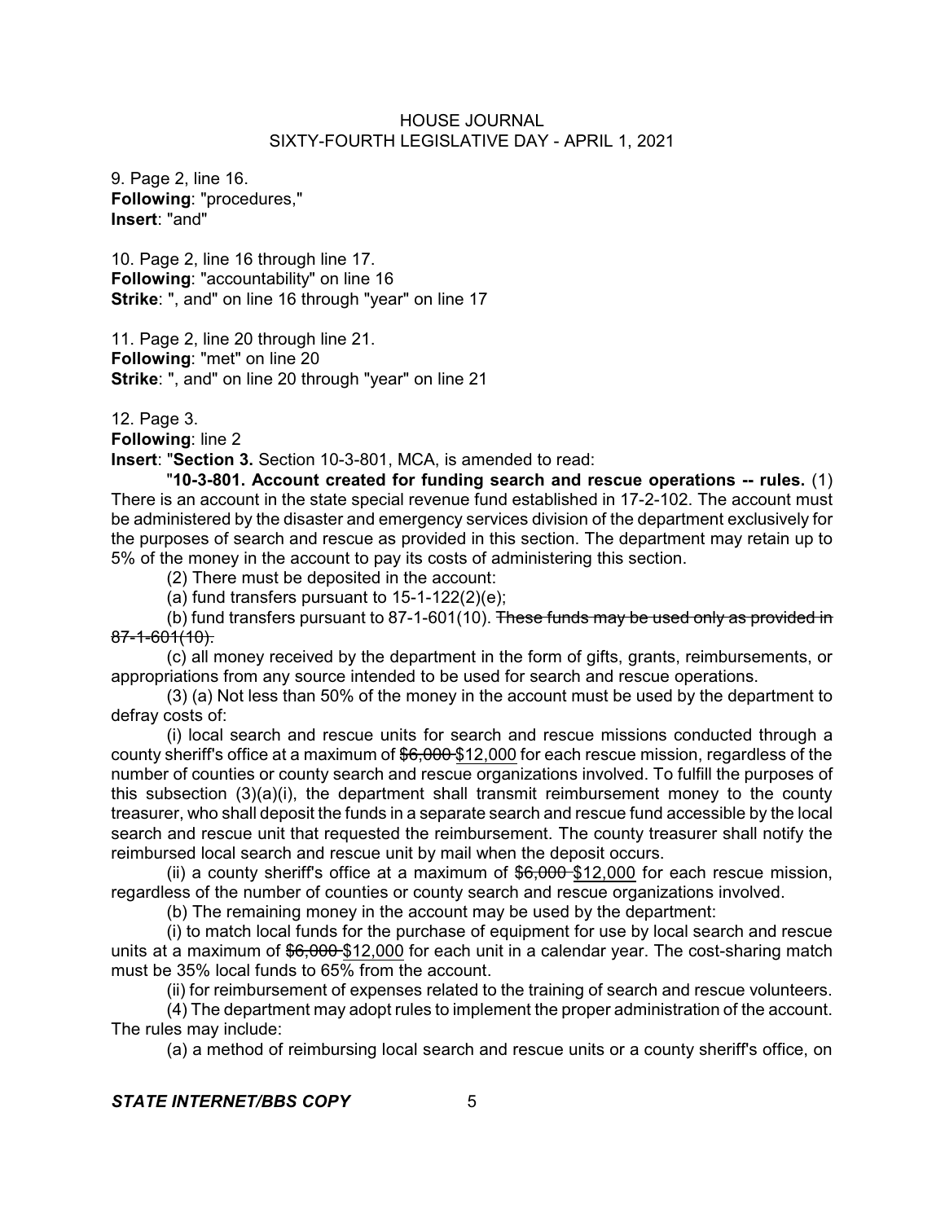9. Page 2, line 16.
**Following**: "procedures,"
**Insert**: "and"

10. Page 2, line 16 through line 17.
**Following**: "accountability" on line 16
**Strike**: ", and" on line 16 through "year" on line 17

11. Page 2, line 20 through line 21.
**Following**: "met" on line 20
**Strike**: ", and" on line 20 through "year" on line 21

12. Page 3.
**Following**: line 2
**Insert**: "**Section 3.** Section 10-3-801, MCA, is amended to read:

"**10-3-801. Account created for funding search and rescue operations -- rules.** (1) There is an account in the state special revenue fund established in 17-2-102. The account must be administered by the disaster and emergency services division of the department exclusively for the purposes of search and rescue as provided in this section. The department may retain up to 5% of the money in the account to pay its costs of administering this section.

(2) There must be deposited in the account:

(a) fund transfers pursuant to 15-1-122(2)(e);

(b) fund transfers pursuant to 87-1-601(10). ~~These funds may be used only as provided in 87-1-601(10).~~

(c) all money received by the department in the form of gifts, grants, reimbursements, or appropriations from any source intended to be used for search and rescue operations.

(3) (a) Not less than 50% of the money in the account must be used by the department to defray costs of:

(i) local search and rescue units for search and rescue missions conducted through a county sheriff's office at a maximum of ~~$6,000~~ <u>$12,000</u> for each rescue mission, regardless of the number of counties or county search and rescue organizations involved. To fulfill the purposes of this subsection (3)(a)(i), the department shall transmit reimbursement money to the county treasurer, who shall deposit the funds in a separate search and rescue fund accessible by the local search and rescue unit that requested the reimbursement. The county treasurer shall notify the reimbursed local search and rescue unit by mail when the deposit occurs.

(ii) a county sheriff's office at a maximum of ~~$6,000~~ <u>$12,000</u> for each rescue mission, regardless of the number of counties or county search and rescue organizations involved.

(b) The remaining money in the account may be used by the department:

(i) to match local funds for the purchase of equipment for use by local search and rescue units at a maximum of ~~$6,000~~ <u>$12,000</u> for each unit in a calendar year. The cost-sharing match must be 35% local funds to 65% from the account.

(ii) for reimbursement of expenses related to the training of search and rescue volunteers.

(4) The department may adopt rules to implement the proper administration of the account. The rules may include:

(a) a method of reimbursing local search and rescue units or a county sheriff's office, on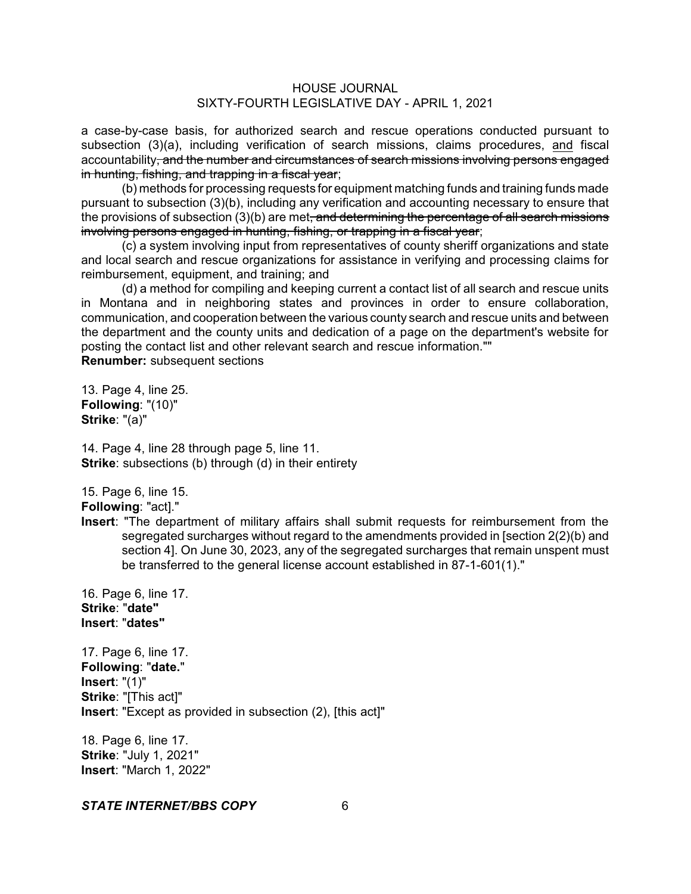a case-by-case basis, for authorized search and rescue operations conducted pursuant to subsection (3)(a), including verification of search missions, claims procedures, <u>and</u> fiscal accountability~~, and the number and circumstances of search missions involving persons engaged in hunting, fishing, and trapping in a fiscal year~~;

(b) methods for processing requests for equipment matching funds and training funds made pursuant to subsection (3)(b), including any verification and accounting necessary to ensure that the provisions of subsection (3)(b) are met~~, and determining the percentage of all search missions involving persons engaged in hunting, fishing, or trapping in a fiscal year~~;

(c) a system involving input from representatives of county sheriff organizations and state and local search and rescue organizations for assistance in verifying and processing claims for reimbursement, equipment, and training; and

(d) a method for compiling and keeping current a contact list of all search and rescue units in Montana and in neighboring states and provinces in order to ensure collaboration, communication, and cooperation between the various county search and rescue units and between the department and the county units and dedication of a page on the department's website for posting the contact list and other relevant search and rescue information.""

**Renumber:** subsequent sections

13. Page 4, line 25.
**Following**: "(10)"
**Strike**: "(a)"

14. Page 4, line 28 through page 5, line 11.
**Strike**: subsections (b) through (d) in their entirety

15. Page 6, line 15.
**Following**: "act]."
**Insert**: "The department of military affairs shall submit requests for reimbursement from the segregated surcharges without regard to the amendments provided in [section 2(2)(b) and section 4]. On June 30, 2023, any of the segregated surcharges that remain unspent must be transferred to the general license account established in 87-1-601(1)."

16. Page 6, line 17.
**Strike**: "**date"**
**Insert**: "**dates"**

17. Page 6, line 17.
**Following**: "**date.**"
**Insert**: "(1)"
**Strike**: "[This act]"
**Insert**: "Except as provided in subsection (2), [this act]"

18. Page 6, line 17.
**Strike**: "July 1, 2021"
**Insert**: "March 1, 2022"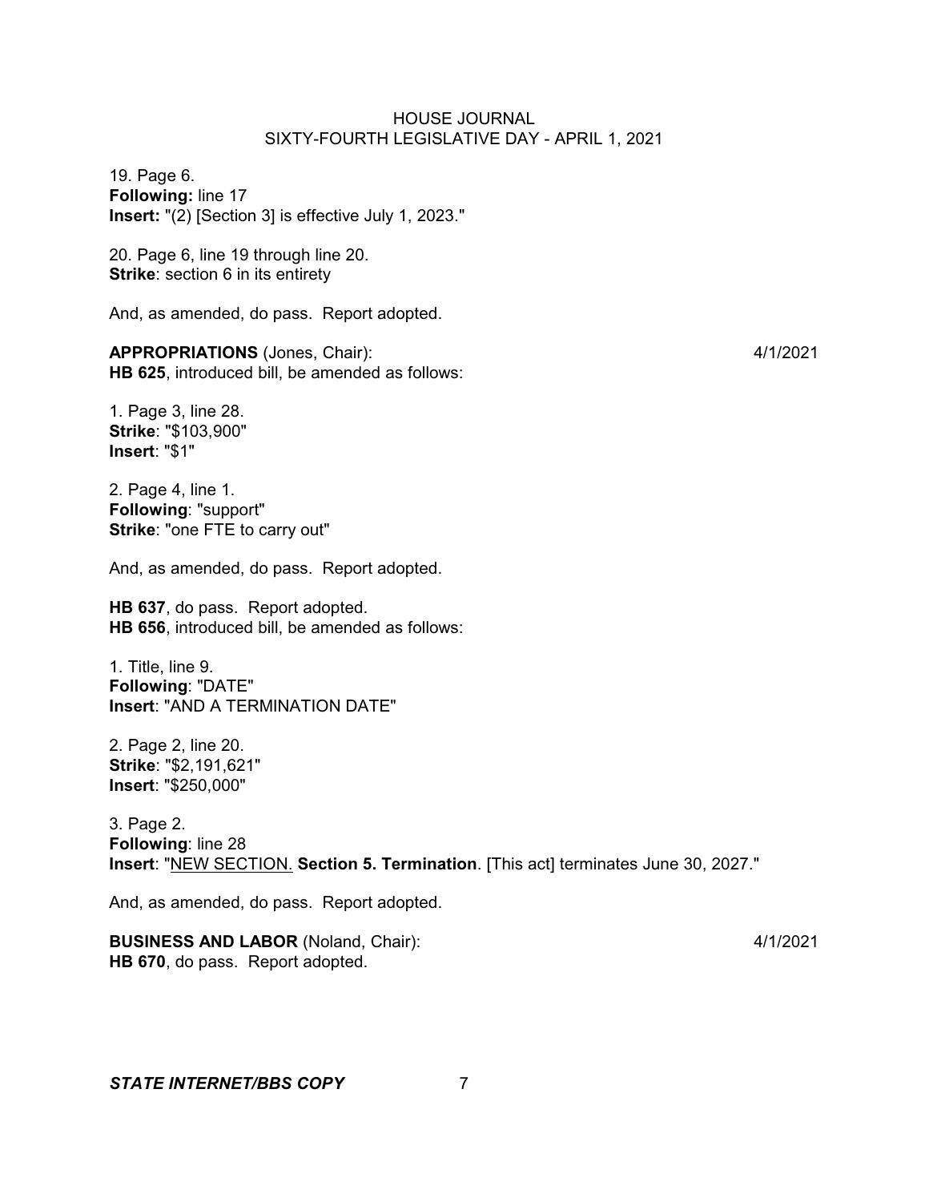19. Page 6.
**Following:** line 17
**Insert:** "(2) [Section 3] is effective July 1, 2023."

20. Page 6, line 19 through line 20.
**Strike**: section 6 in its entirety

And, as amended, do pass. Report adopted.

**APPROPRIATIONS** (Jones, Chair): 4/1/2021
**HB 625**, introduced bill, be amended as follows:

1. Page 3, line 28.
**Strike**: "$103,900"
**Insert**: "$1"

2. Page 4, line 1.
**Following**: "support"
**Strike**: "one FTE to carry out"

And, as amended, do pass. Report adopted.

**HB 637**, do pass. Report adopted.
**HB 656**, introduced bill, be amended as follows:

1. Title, line 9.
**Following**: "DATE"
**Insert**: "AND A TERMINATION DATE"

2. Page 2, line 20.
**Strike**: "$2,191,621"
**Insert**: "$250,000"

3. Page 2.
**Following**: line 28
**Insert**: "<u>NEW SECTION.</u> **Section 5. Termination**. [This act] terminates June 30, 2027."

And, as amended, do pass. Report adopted.

**BUSINESS AND LABOR** (Noland, Chair): 4/1/2021
**HB 670**, do pass. Report adopted.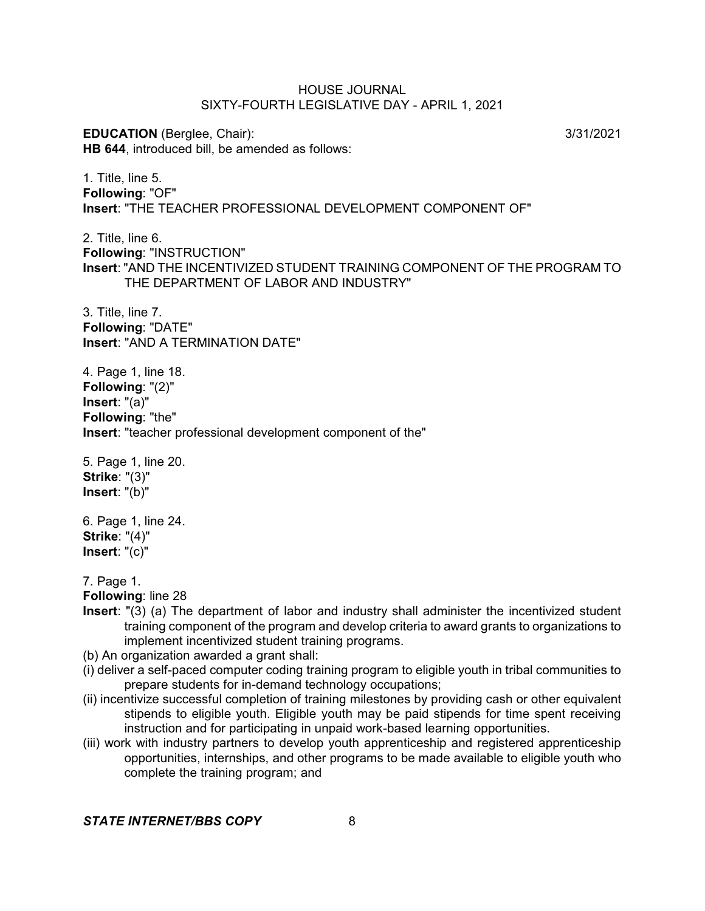**EDUCATION** (Berglee, Chair): 3/31/2021

**HB 644**, introduced bill, be amended as follows:

1. Title, line 5.
**Following**: "OF"
**Insert**: "THE TEACHER PROFESSIONAL DEVELOPMENT COMPONENT OF"

2. Title, line 6.
**Following**: "INSTRUCTION"
**Insert**: "AND THE INCENTIVIZED STUDENT TRAINING COMPONENT OF THE PROGRAM TO THE DEPARTMENT OF LABOR AND INDUSTRY"

3. Title, line 7.
**Following**: "DATE"
**Insert**: "AND A TERMINATION DATE"

4. Page 1, line 18.
**Following**: "(2)"
**Insert**: "(a)"
**Following**: "the"
**Insert**: "teacher professional development component of the"

5. Page 1, line 20.
**Strike**: "(3)"
**Insert**: "(b)"

6. Page 1, line 24.
**Strike**: "(4)"
**Insert**: "(c)"

7. Page 1.
**Following**: line 28
**Insert**: "(3) (a) The department of labor and industry shall administer the incentivized student training component of the program and develop criteria to award grants to organizations to implement incentivized student training programs.

(b) An organization awarded a grant shall:

(i) deliver a self-paced computer coding training program to eligible youth in tribal communities to prepare students for in-demand technology occupations;

(ii) incentivize successful completion of training milestones by providing cash or other equivalent stipends to eligible youth. Eligible youth may be paid stipends for time spent receiving instruction and for participating in unpaid work-based learning opportunities.

(iii) work with industry partners to develop youth apprenticeship and registered apprenticeship opportunities, internships, and other programs to be made available to eligible youth who complete the training program; and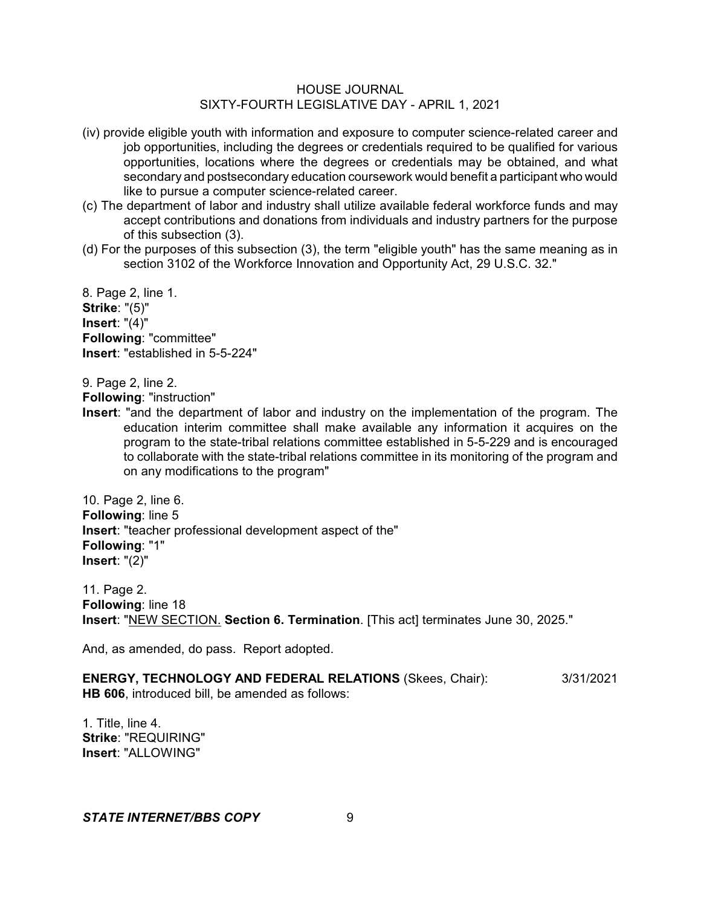(iv) provide eligible youth with information and exposure to computer science-related career and job opportunities, including the degrees or credentials required to be qualified for various opportunities, locations where the degrees or credentials may be obtained, and what secondary and postsecondary education coursework would benefit a participant who would like to pursue a computer science-related career.

(c) The department of labor and industry shall utilize available federal workforce funds and may accept contributions and donations from individuals and industry partners for the purpose of this subsection (3).

(d) For the purposes of this subsection (3), the term "eligible youth" has the same meaning as in section 3102 of the Workforce Innovation and Opportunity Act, 29 U.S.C. 32."

8. Page 2, line 1.
**Strike**: "(5)"
**Insert**: "(4)"
**Following**: "committee"
**Insert**: "established in 5-5-224"

9. Page 2, line 2.
**Following**: "instruction"
**Insert**: "and the department of labor and industry on the implementation of the program. The education interim committee shall make available any information it acquires on the program to the state-tribal relations committee established in 5-5-229 and is encouraged to collaborate with the state-tribal relations committee in its monitoring of the program and on any modifications to the program"

10. Page 2, line 6.
**Following**: line 5
**Insert**: "teacher professional development aspect of the"
**Following**: "1"
**Insert**: "(2)"

11. Page 2.
**Following**: line 18
**Insert**: "NEW SECTION. **Section 6. Termination**. [This act] terminates June 30, 2025."

And, as amended, do pass. Report adopted.

**ENERGY, TECHNOLOGY AND FEDERAL RELATIONS** (Skees, Chair): 3/31/2021
**HB 606**, introduced bill, be amended as follows:

1. Title, line 4.
**Strike**: "REQUIRING"
**Insert**: "ALLOWING"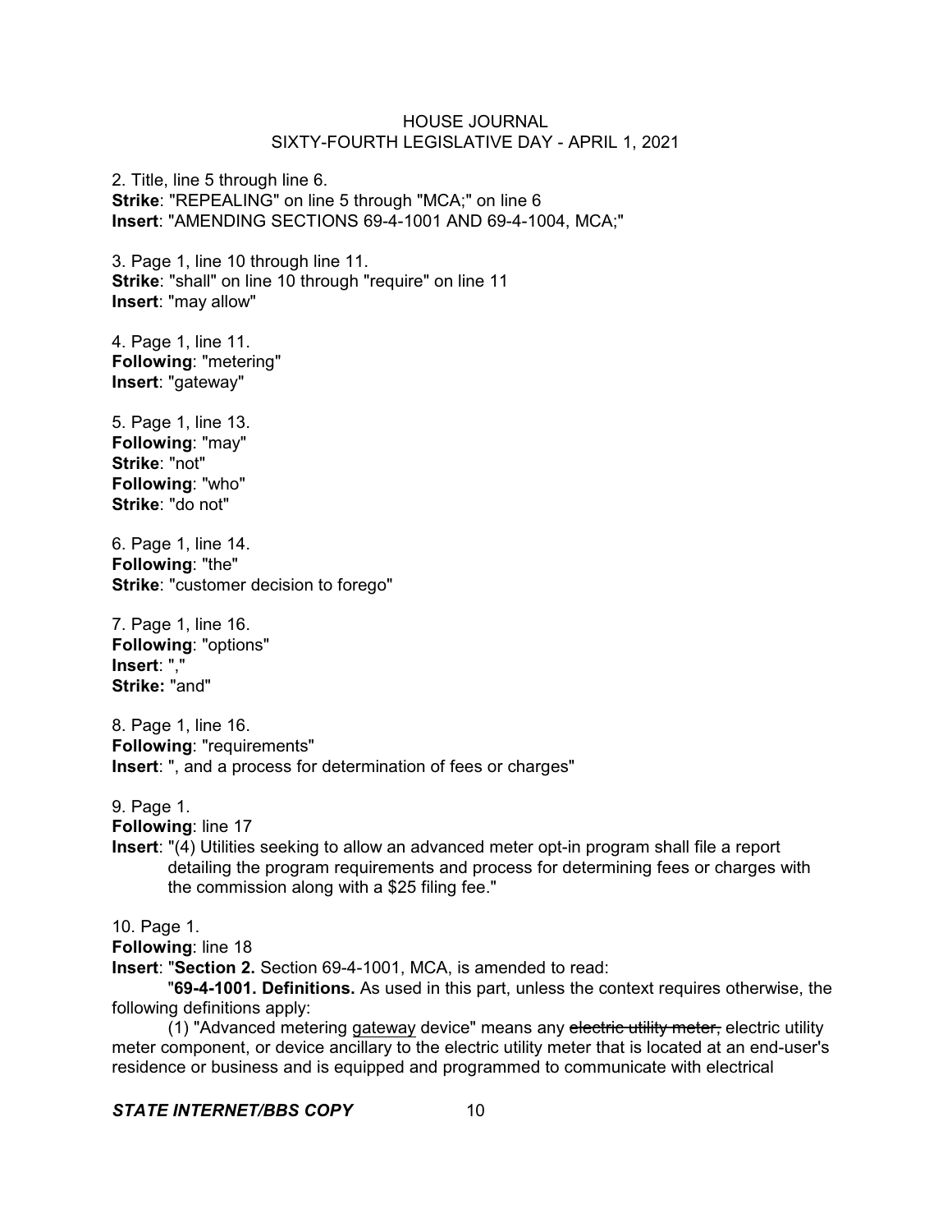2. Title, line 5 through line 6.
**Strike**: "REPEALING" on line 5 through "MCA;" on line 6
**Insert**: "AMENDING SECTIONS 69-4-1001 AND 69-4-1004, MCA;"

3. Page 1, line 10 through line 11.
**Strike**: "shall" on line 10 through "require" on line 11
**Insert**: "may allow"

4. Page 1, line 11.
**Following**: "metering"
**Insert**: "gateway"

5. Page 1, line 13.
**Following**: "may"
**Strike**: "not"
**Following**: "who"
**Strike**: "do not"

6. Page 1, line 14.
**Following**: "the"
**Strike**: "customer decision to forego"

7. Page 1, line 16.
**Following**: "options"
**Insert**: ","
**Strike:** "and"

8. Page 1, line 16.
**Following**: "requirements"
**Insert**: ", and a process for determination of fees or charges"

9. Page 1.
**Following**: line 17
**Insert**: "(4) Utilities seeking to allow an advanced meter opt-in program shall file a report detailing the program requirements and process for determining fees or charges with the commission along with a $25 filing fee."

10. Page 1.
**Following**: line 18
**Insert**: "**Section 2.** Section 69-4-1001, MCA, is amended to read:

"**69-4-1001. Definitions.** As used in this part, unless the context requires otherwise, the following definitions apply:

(1) "Advanced metering <u>gateway</u> device" means any ~~electric utility meter,~~ electric utility meter component, or device ancillary to the electric utility meter that is located at an end-user's residence or business and is equipped and programmed to communicate with electrical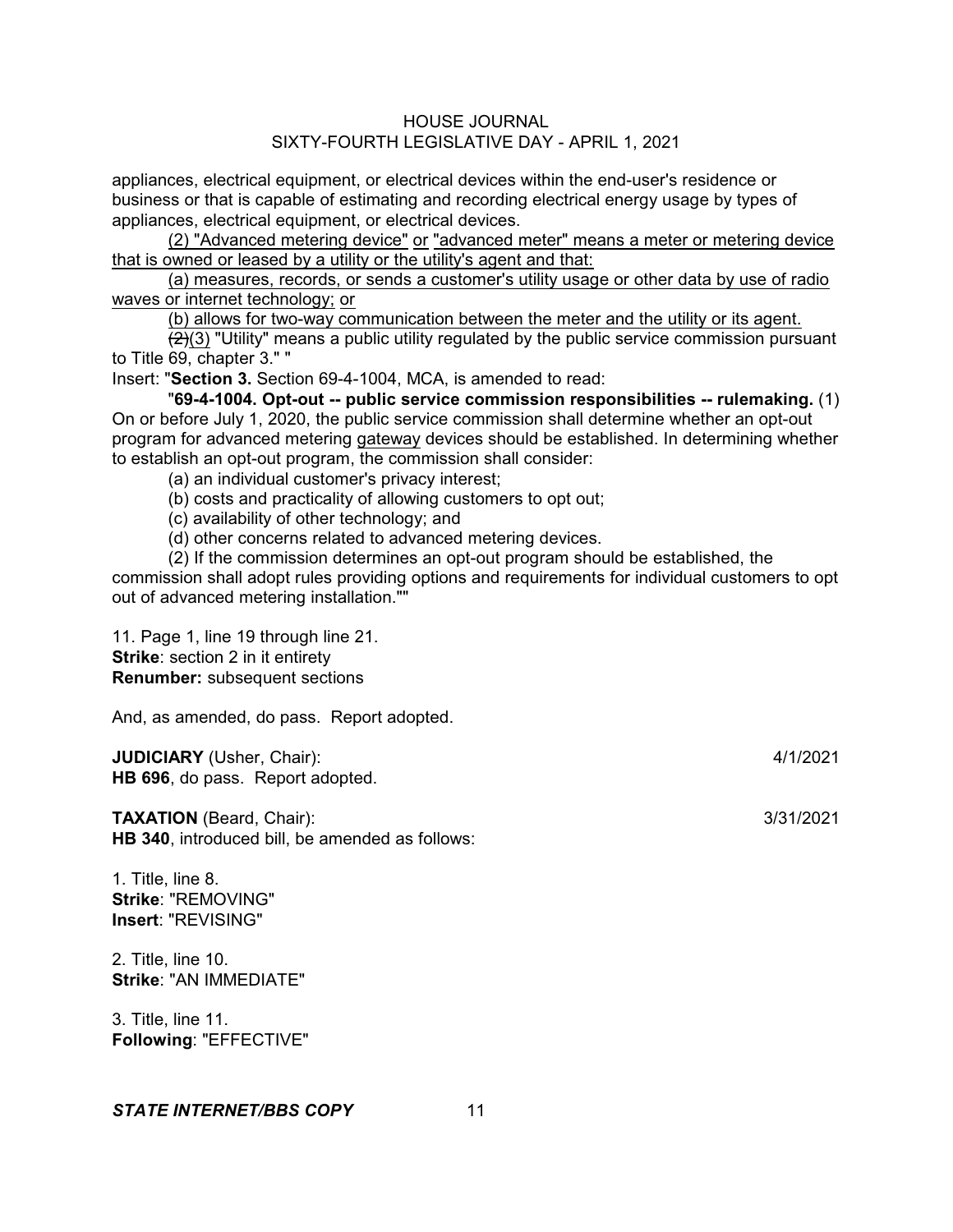appliances, electrical equipment, or electrical devices within the end-user's residence or business or that is capable of estimating and recording electrical energy usage by types of appliances, electrical equipment, or electrical devices.

<u>(2) "Advanced metering device"</u> <u>or</u> <u>"advanced meter" means a meter or metering device that is owned or leased by a utility or the utility's agent and that:</u>

<u>(a) measures, records, or sends a customer's utility usage or other data by use of radio waves or internet technology;</u> <u>or</u>

<u>(b) allows for two-way communication between the meter and the utility or its agent.</u>

~~(2)~~<u>(3)</u> "Utility" means a public utility regulated by the public service commission pursuant to Title 69, chapter 3." "

Insert: "**Section 3.** Section 69-4-1004, MCA, is amended to read:

"**69-4-1004. Opt-out -- public service commission responsibilities -- rulemaking.** (1) On or before July 1, 2020, the public service commission shall determine whether an opt-out program for advanced metering <u>gateway</u> devices should be established. In determining whether to establish an opt-out program, the commission shall consider:

(a) an individual customer's privacy interest;

(b) costs and practicality of allowing customers to opt out;

(c) availability of other technology; and

(d) other concerns related to advanced metering devices.

(2) If the commission determines an opt-out program should be established, the commission shall adopt rules providing options and requirements for individual customers to opt out of advanced metering installation.""

11. Page 1, line 19 through line 21.
**Strike**: section 2 in it entirety
**Renumber:** subsequent sections

And, as amended, do pass. Report adopted.

**JUDICIARY** (Usher, Chair): 4/1/2021
**HB 696**, do pass. Report adopted.

**TAXATION** (Beard, Chair): 3/31/2021
**HB 340**, introduced bill, be amended as follows:

1. Title, line 8.
**Strike**: "REMOVING"
**Insert**: "REVISING"

2. Title, line 10.
**Strike**: "AN IMMEDIATE"

3. Title, line 11.
**Following**: "EFFECTIVE"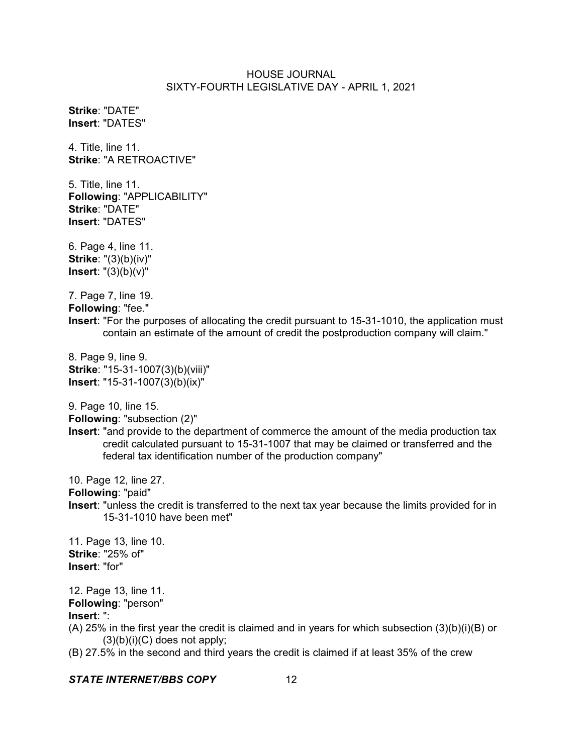**Strike**: "DATE"
**Insert**: "DATES"

4. Title, line 11.
**Strike**: "A RETROACTIVE"

5. Title, line 11.
**Following**: "APPLICABILITY"
**Strike**: "DATE"
**Insert**: "DATES"

6. Page 4, line 11.
**Strike**: "(3)(b)(iv)"
**Insert**: "(3)(b)(v)"

7. Page 7, line 19.
**Following**: "fee."
**Insert**: "For the purposes of allocating the credit pursuant to 15-31-1010, the application must contain an estimate of the amount of credit the postproduction company will claim."

8. Page 9, line 9.
**Strike**: "15-31-1007(3)(b)(viii)"
**Insert**: "15-31-1007(3)(b)(ix)"

9. Page 10, line 15.
**Following**: "subsection (2)"
**Insert**: "and provide to the department of commerce the amount of the media production tax credit calculated pursuant to 15-31-1007 that may be claimed or transferred and the federal tax identification number of the production company"

10. Page 12, line 27.
**Following**: "paid"
**Insert**: "unless the credit is transferred to the next tax year because the limits provided for in 15-31-1010 have been met"

11. Page 13, line 10.
**Strike**: "25% of"
**Insert**: "for"

12. Page 13, line 11.
**Following**: "person"
**Insert**: ":
(A) 25% in the first year the credit is claimed and in years for which subsection (3)(b)(i)(B) or (3)(b)(i)(C) does not apply;
(B) 27.5% in the second and third years the credit is claimed if at least 35% of the crew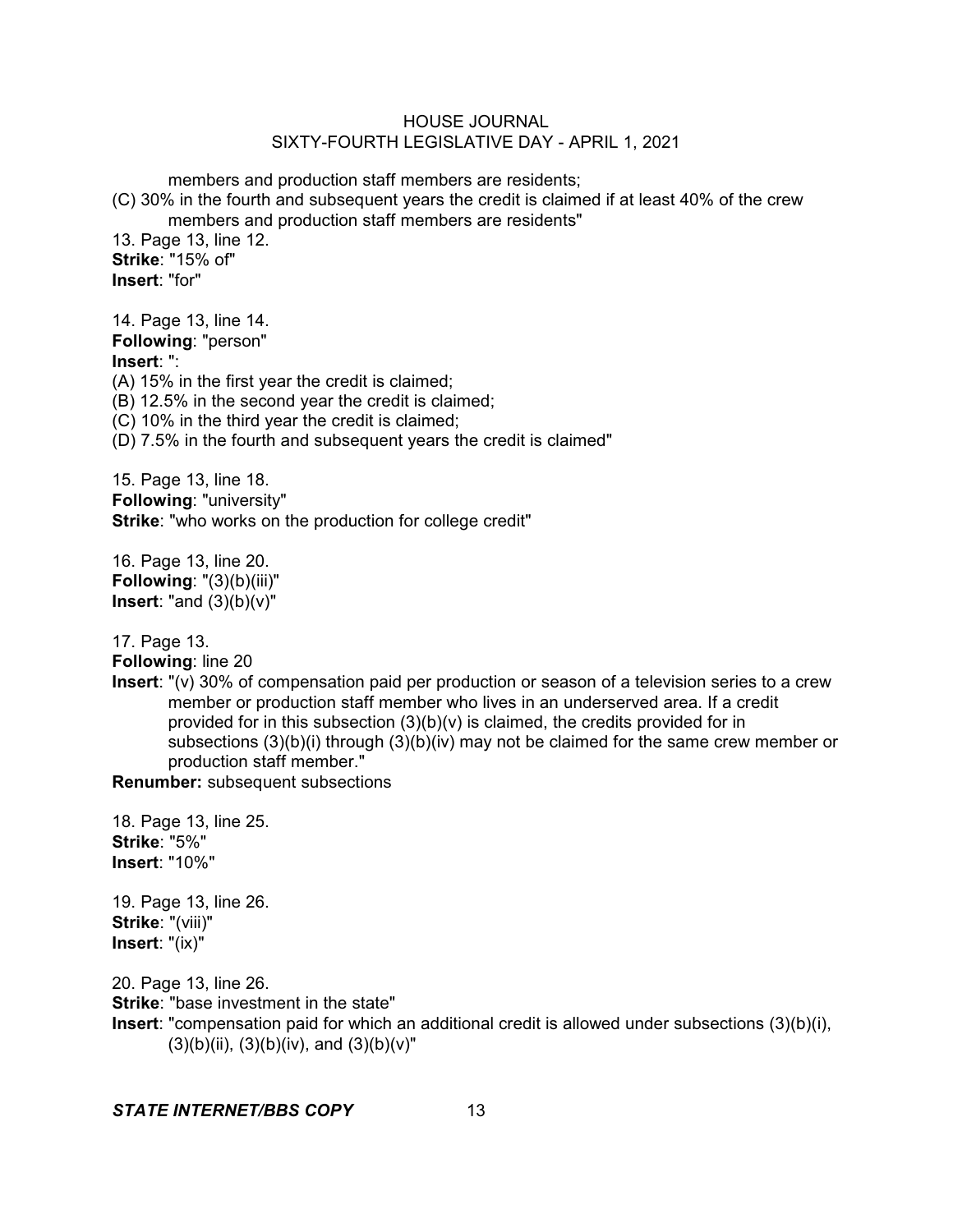members and production staff members are residents;

(C) 30% in the fourth and subsequent years the credit is claimed if at least 40% of the crew members and production staff members are residents"

13. Page 13, line 12.
**Strike**: "15% of"
**Insert**: "for"

14. Page 13, line 14.
**Following**: "person"
**Insert**: ":
(A) 15% in the first year the credit is claimed;
(B) 12.5% in the second year the credit is claimed;
(C) 10% in the third year the credit is claimed;
(D) 7.5% in the fourth and subsequent years the credit is claimed"

15. Page 13, line 18.
**Following**: "university"
**Strike**: "who works on the production for college credit"

16. Page 13, line 20.
**Following**: "(3)(b)(iii)"
**Insert**: "and (3)(b)(v)"

17. Page 13.
**Following**: line 20
**Insert**: "(v) 30% of compensation paid per production or season of a television series to a crew member or production staff member who lives in an underserved area. If a credit provided for in this subsection (3)(b)(v) is claimed, the credits provided for in subsections (3)(b)(i) through (3)(b)(iv) may not be claimed for the same crew member or production staff member."
**Renumber:** subsequent subsections

18. Page 13, line 25.
**Strike**: "5%"
**Insert**: "10%"

19. Page 13, line 26.
**Strike**: "(viii)"
**Insert**: "(ix)"

20. Page 13, line 26.
**Strike**: "base investment in the state"
**Insert**: "compensation paid for which an additional credit is allowed under subsections (3)(b)(i), (3)(b)(ii), (3)(b)(iv), and (3)(b)(v)"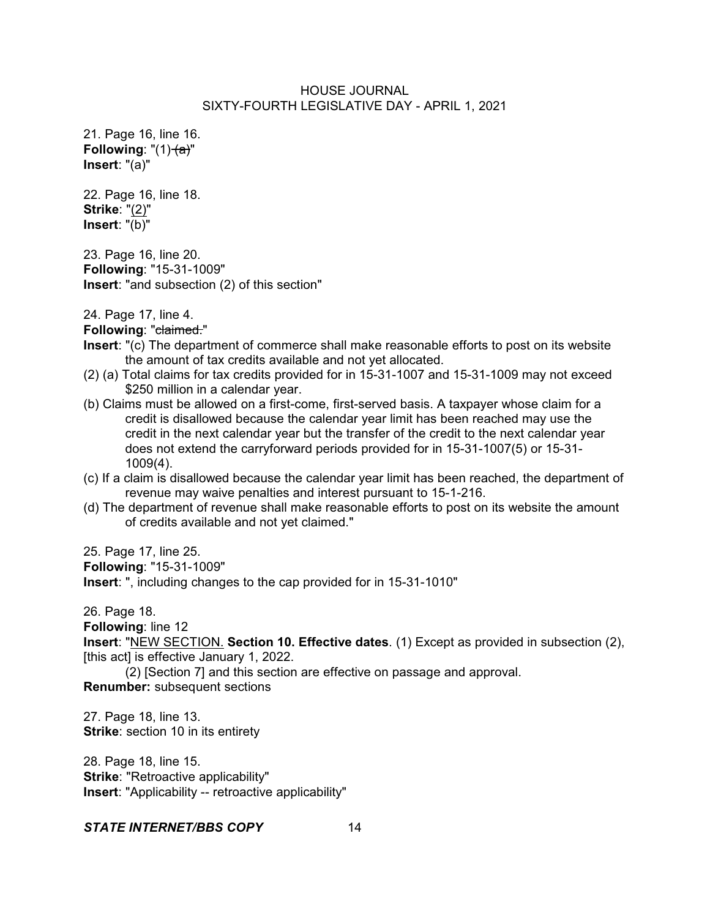21. Page 16, line 16.
**Following**: "(1) ~~(a)~~"
**Insert**: "(a)"

22. Page 16, line 18.
**Strike**: "<u>(2)</u>"
**Insert**: "(b)"

23. Page 16, line 20.
**Following**: "15-31-1009"
**Insert**: "and subsection (2) of this section"

24. Page 17, line 4.
**Following**: "~~claimed.~~"
**Insert**: "(c) The department of commerce shall make reasonable efforts to post on its website the amount of tax credits available and not yet allocated.

(2) (a) Total claims for tax credits provided for in 15-31-1007 and 15-31-1009 may not exceed $250 million in a calendar year.

(b) Claims must be allowed on a first-come, first-served basis. A taxpayer whose claim for a credit is disallowed because the calendar year limit has been reached may use the credit in the next calendar year but the transfer of the credit to the next calendar year does not extend the carryforward periods provided for in 15-31-1007(5) or 15-31-1009(4).

(c) If a claim is disallowed because the calendar year limit has been reached, the department of revenue may waive penalties and interest pursuant to 15-1-216.

(d) The department of revenue shall make reasonable efforts to post on its website the amount of credits available and not yet claimed."

25. Page 17, line 25.
**Following**: "15-31-1009"
**Insert**: ", including changes to the cap provided for in 15-31-1010"

26. Page 18.
**Following**: line 12
**Insert**: "<u>NEW SECTION.</u> **Section 10. Effective dates**. (1) Except as provided in subsection (2), [this act] is effective January 1, 2022.

(2) [Section 7] and this section are effective on passage and approval.

**Renumber:** subsequent sections

27. Page 18, line 13.
**Strike**: section 10 in its entirety

28. Page 18, line 15.
**Strike**: "Retroactive applicability"
**Insert**: "Applicability -- retroactive applicability"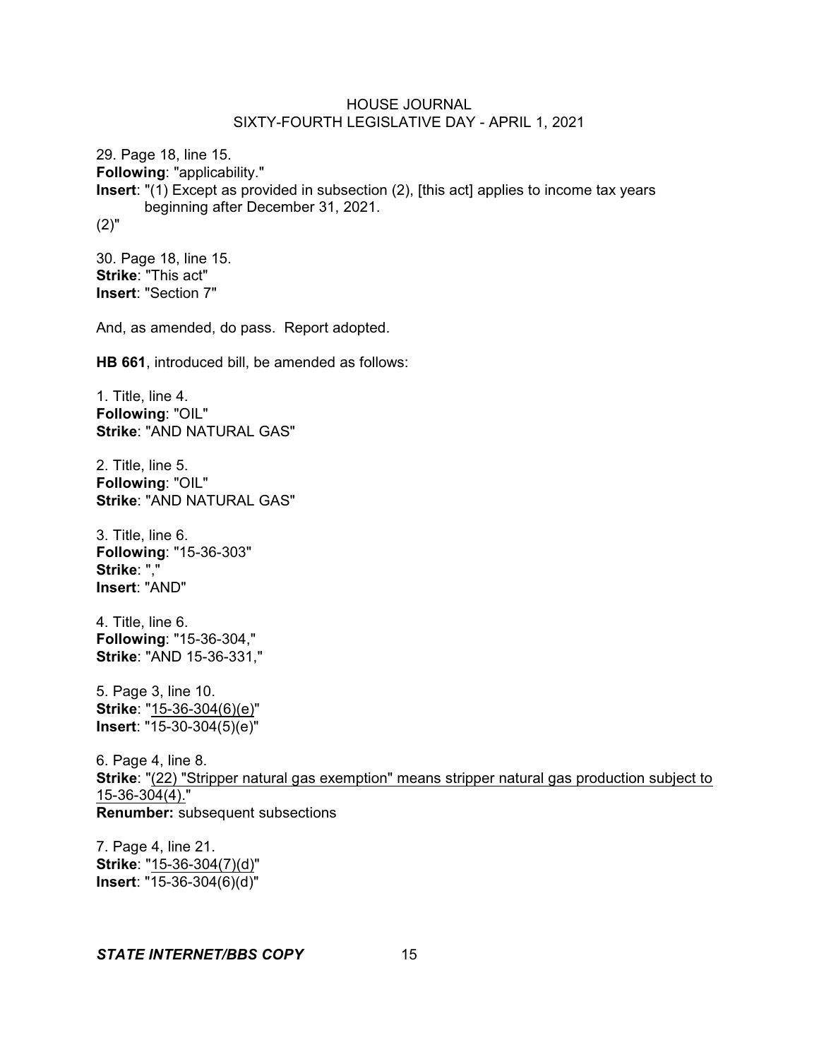29. Page 18, line 15.
**Following**: "applicability."
**Insert**: "(1) Except as provided in subsection (2), [this act] applies to income tax years beginning after December 31, 2021.
(2)"

30. Page 18, line 15.
**Strike**: "This act"
**Insert**: "Section 7"

And, as amended, do pass. Report adopted.

**HB 661**, introduced bill, be amended as follows:

1. Title, line 4.
**Following**: "OIL"
**Strike**: "AND NATURAL GAS"

2. Title, line 5.
**Following**: "OIL"
**Strike**: "AND NATURAL GAS"

3. Title, line 6.
**Following**: "15-36-303"
**Strike**: ","
**Insert**: "AND"

4. Title, line 6.
**Following**: "15-36-304,"
**Strike**: "AND 15-36-331,"

5. Page 3, line 10.
**Strike**: "15-36-304(6)(e)"
**Insert**: "15-30-304(5)(e)"

6. Page 4, line 8.
**Strike**: "(22) "Stripper natural gas exemption" means stripper natural gas production subject to 15-36-304(4)."
**Renumber:** subsequent subsections

7. Page 4, line 21.
**Strike**: "15-36-304(7)(d)"
**Insert**: "15-36-304(6)(d)"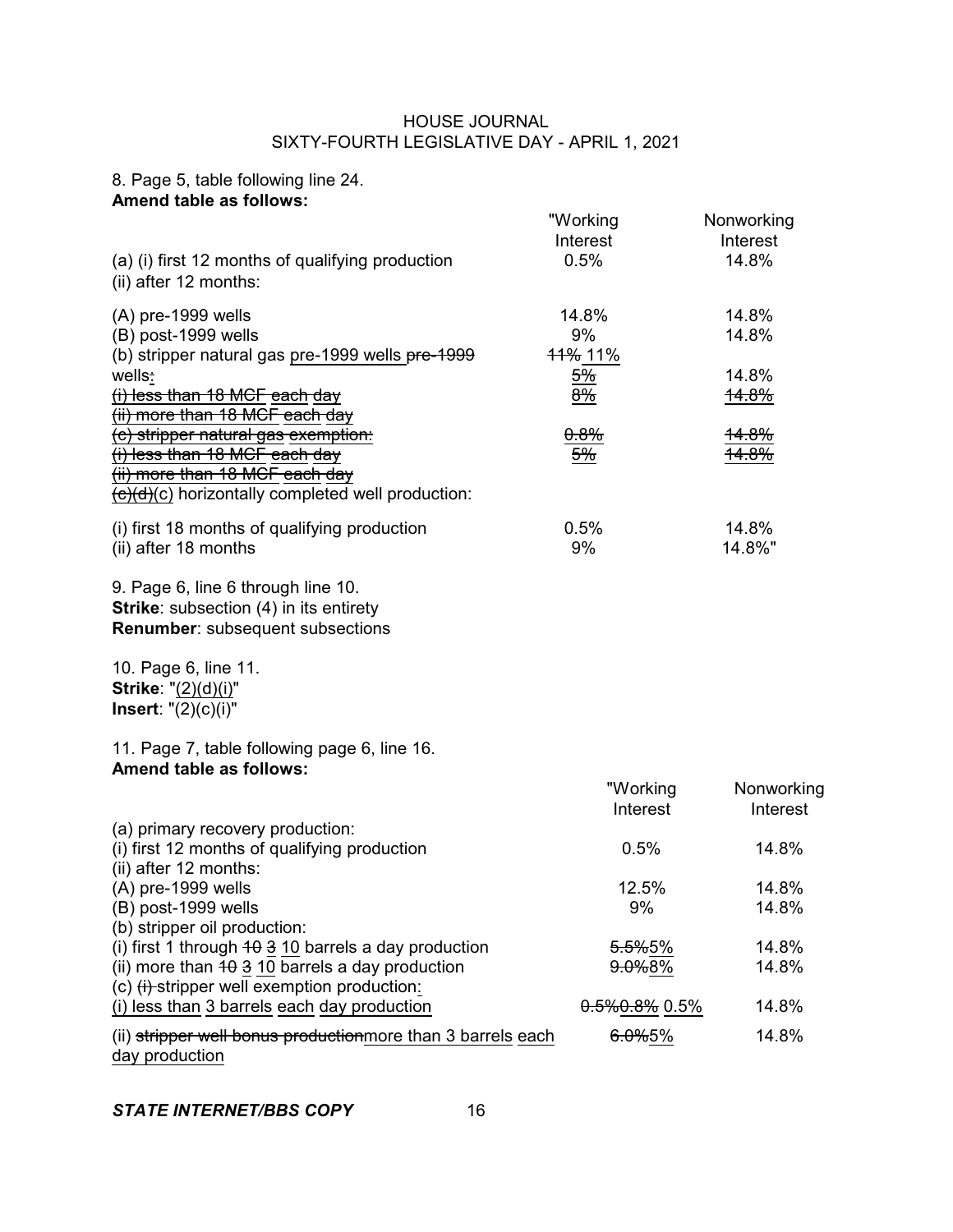8. Page 5, table following line 24.
**Amend table as follows:**

| | "Working Interest | Nonworking Interest |
|---|---|---|
| (a) (i) first 12 months of qualifying production | 0.5% | 14.8% |
| (ii) after 12 months: | | |
| (A) pre-1999 wells | 14.8% | 14.8% |
| (B) post-1999 wells | 9% | 14.8% |
| (b) stripper natural gas <u>pre-1999 wells</u> ~~pre-1999~~ | ~~11%~~ <u>11%</u> | |
| wells~~:~~ | ~~<u>5%</u>~~ | 14.8% |
| ~~(i) less than 18 MCF <u>each</u> day~~ | ~~<u>8%</u>~~ | ~~14.8%~~ |
| ~~(ii) more than 18 MCF <u>each</u> day~~ | | |
| ~~(c) stripper natural gas <u>exemption</u>:~~ | ~~<u>0.8%</u>~~ | ~~<u>14.8%</u>~~ |
| ~~(i) less than 18 MCF <u>each</u> day~~ | ~~<u>5%</u>~~ | ~~<u>14.8%</u>~~ |
| ~~(ii) more than 18 MCF <u>each</u> day~~ | | |
| ~~(c)~~~~<u>(d)</u>~~<u>(c)</u> horizontally completed well production: | | |
| (i) first 18 months of qualifying production | 0.5% | 14.8% |
| (ii) after 18 months | 9% | 14.8%" |

9. Page 6, line 6 through line 10.
**Strike**: subsection (4) in its entirety
**Renumber**: subsequent subsections

10. Page 6, line 11.
**Strike**: "<u>(2)(d)(i)</u>"
**Insert**: "(2)(c)(i)"

11. Page 7, table following page 6, line 16.
**Amend table as follows:**

| | "Working Interest | Nonworking Interest |
|---|---|---|
| (a) primary recovery production: | | |
| (i) first 12 months of qualifying production | 0.5% | 14.8% |
| (ii) after 12 months: | | |
| (A) pre-1999 wells | 12.5% | 14.8% |
| (B) post-1999 wells | 9% | 14.8% |
| (b) stripper oil production: | | |
| (i) first 1 through ~~10~~ <u>3</u> <u>10</u> barrels a day production | ~~5.5%~~<u>5%</u> | 14.8% |
| (ii) more than ~~10~~ <u>3</u> <u>10</u> barrels a day production | ~~9.0%~~<u>8%</u> | 14.8% |
| (c) ~~(i)~~ stripper well exemption production<u>:</u> | | |
| <u>(i) less than 3 barrels each day production</u> | ~~0.5%~~~~<u>0.8%</u>~~ <u>0.5%</u> | 14.8% |
| (ii) ~~stripper well bonus production~~<u>more than 3 barrels each day production</u> | ~~6.0%~~<u>5%</u> | 14.8% |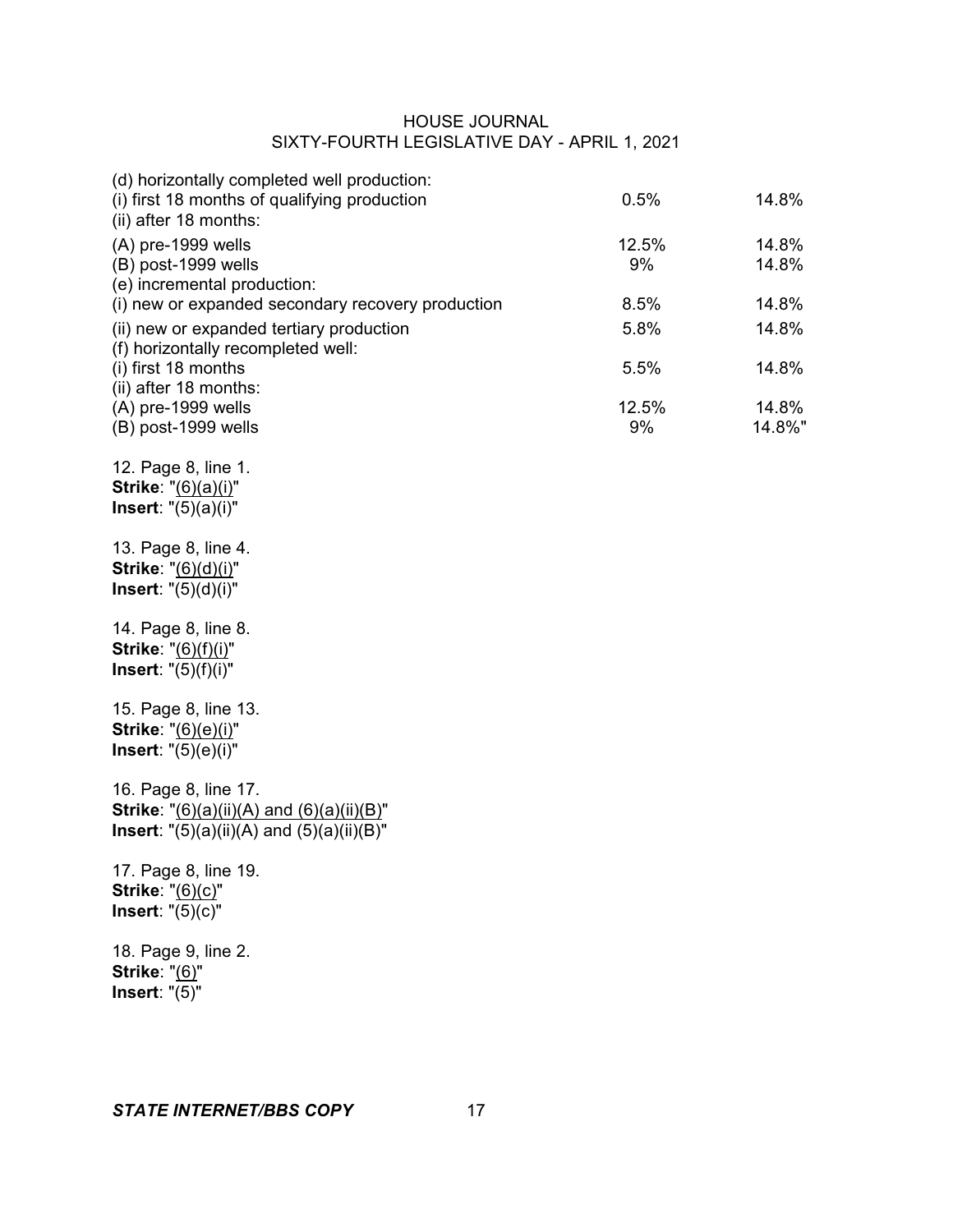| | | |
|---|---|---|
| (d) horizontally completed well production: | | |
| (i) first 18 months of qualifying production | 0.5% | 14.8% |
| (ii) after 18 months: | | |
| (A) pre-1999 wells | 12.5% | 14.8% |
| (B) post-1999 wells | 9% | 14.8% |
| (e) incremental production: | | |
| (i) new or expanded secondary recovery production | 8.5% | 14.8% |
| (ii) new or expanded tertiary production | 5.8% | 14.8% |
| (f) horizontally recompleted well: | | |
| (i) first 18 months | 5.5% | 14.8% |
| (ii) after 18 months: | | |
| (A) pre-1999 wells | 12.5% | 14.8% |
| (B) post-1999 wells | 9% | 14.8%" |

12. Page 8, line 1.
**Strike**: "<u>(6)(a)(i)</u>"
**Insert**: "(5)(a)(i)"

13. Page 8, line 4.
**Strike**: "<u>(6)(d)(i)</u>"
**Insert**: "(5)(d)(i)"

14. Page 8, line 8.
**Strike**: "<u>(6)(f)(i)</u>"
**Insert**: "(5)(f)(i)"

15. Page 8, line 13.
**Strike**: "<u>(6)(e)(i)</u>"
**Insert**: "(5)(e)(i)"

16. Page 8, line 17.
**Strike**: "<u>(6)(a)(ii)(A) and (6)(a)(ii)(B)</u>"
**Insert**: "(5)(a)(ii)(A) and (5)(a)(ii)(B)"

17. Page 8, line 19.
**Strike**: "<u>(6)(c)</u>"
**Insert**: "(5)(c)"

18. Page 9, line 2.
**Strike**: "<u>(6)</u>"
**Insert**: "(5)"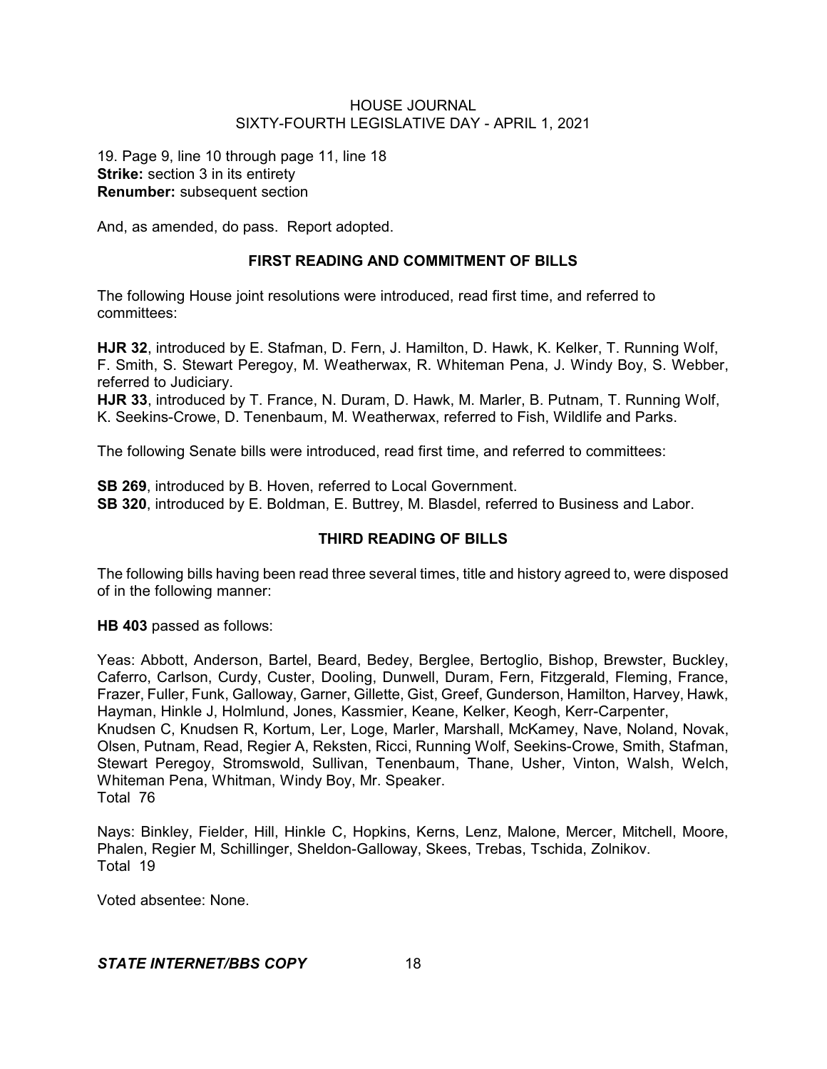19. Page 9, line 10 through page 11, line 18
**Strike:** section 3 in its entirety
**Renumber:** subsequent section

And, as amended, do pass. Report adopted.

## FIRST READING AND COMMITMENT OF BILLS

The following House joint resolutions were introduced, read first time, and referred to committees:

**HJR 32**, introduced by E. Stafman, D. Fern, J. Hamilton, D. Hawk, K. Kelker, T. Running Wolf, F. Smith, S. Stewart Peregoy, M. Weatherwax, R. Whiteman Pena, J. Windy Boy, S. Webber, referred to Judiciary.
**HJR 33**, introduced by T. France, N. Duram, D. Hawk, M. Marler, B. Putnam, T. Running Wolf, K. Seekins-Crowe, D. Tenenbaum, M. Weatherwax, referred to Fish, Wildlife and Parks.

The following Senate bills were introduced, read first time, and referred to committees:

**SB 269**, introduced by B. Hoven, referred to Local Government.
**SB 320**, introduced by E. Boldman, E. Buttrey, M. Blasdel, referred to Business and Labor.

## THIRD READING OF BILLS

The following bills having been read three several times, title and history agreed to, were disposed of in the following manner:

**HB 403** passed as follows:

Yeas: Abbott, Anderson, Bartel, Beard, Bedey, Berglee, Bertoglio, Bishop, Brewster, Buckley, Caferro, Carlson, Curdy, Custer, Dooling, Dunwell, Duram, Fern, Fitzgerald, Fleming, France, Frazer, Fuller, Funk, Galloway, Garner, Gillette, Gist, Greef, Gunderson, Hamilton, Harvey, Hawk, Hayman, Hinkle J, Holmlund, Jones, Kassmier, Keane, Kelker, Keogh, Kerr-Carpenter, Knudsen C, Knudsen R, Kortum, Ler, Loge, Marler, Marshall, McKamey, Nave, Noland, Novak, Olsen, Putnam, Read, Regier A, Reksten, Ricci, Running Wolf, Seekins-Crowe, Smith, Stafman, Stewart Peregoy, Stromswold, Sullivan, Tenenbaum, Thane, Usher, Vinton, Walsh, Welch, Whiteman Pena, Whitman, Windy Boy, Mr. Speaker.
Total 76

Nays: Binkley, Fielder, Hill, Hinkle C, Hopkins, Kerns, Lenz, Malone, Mercer, Mitchell, Moore, Phalen, Regier M, Schillinger, Sheldon-Galloway, Skees, Trebas, Tschida, Zolnikov.
Total 19

Voted absentee: None.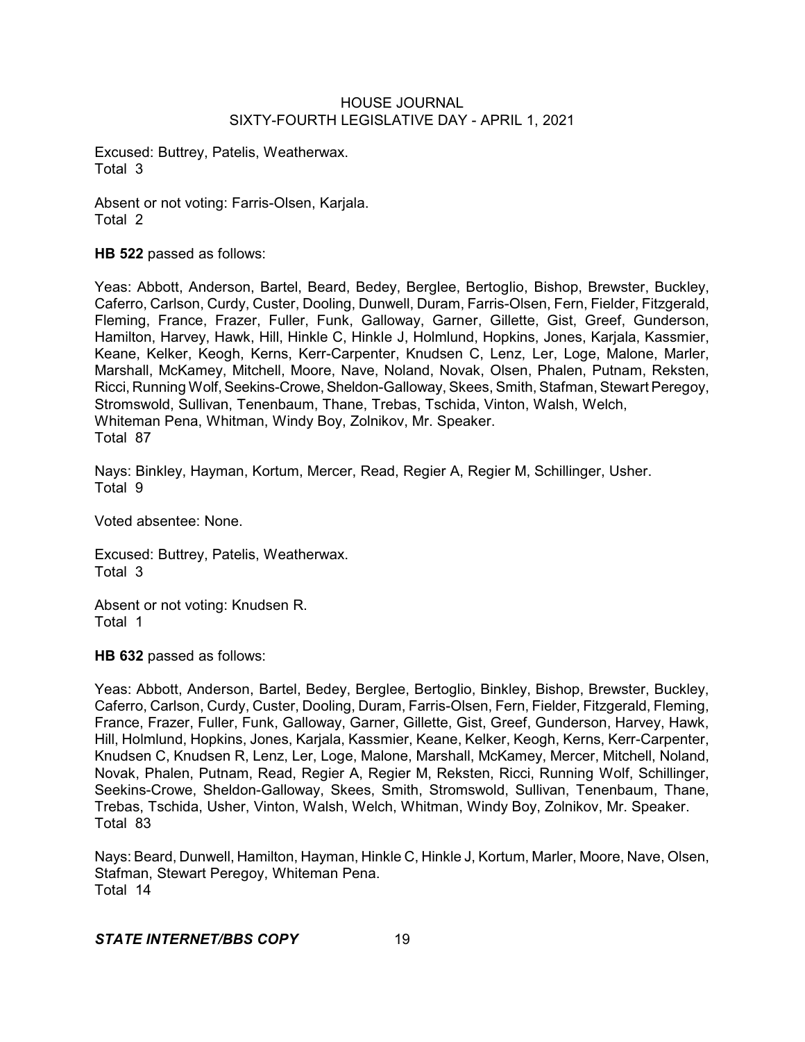Excused: Buttrey, Patelis, Weatherwax.
Total 3

Absent or not voting: Farris-Olsen, Karjala.
Total 2

**HB 522** passed as follows:

Yeas: Abbott, Anderson, Bartel, Beard, Bedey, Berglee, Bertoglio, Bishop, Brewster, Buckley, Caferro, Carlson, Curdy, Custer, Dooling, Dunwell, Duram, Farris-Olsen, Fern, Fielder, Fitzgerald, Fleming, France, Frazer, Fuller, Funk, Galloway, Garner, Gillette, Gist, Greef, Gunderson, Hamilton, Harvey, Hawk, Hill, Hinkle C, Hinkle J, Holmlund, Hopkins, Jones, Karjala, Kassmier, Keane, Kelker, Keogh, Kerns, Kerr-Carpenter, Knudsen C, Lenz, Ler, Loge, Malone, Marler, Marshall, McKamey, Mitchell, Moore, Nave, Noland, Novak, Olsen, Phalen, Putnam, Reksten, Ricci, Running Wolf, Seekins-Crowe, Sheldon-Galloway, Skees, Smith, Stafman, Stewart Peregoy, Stromswold, Sullivan, Tenenbaum, Thane, Trebas, Tschida, Vinton, Walsh, Welch, Whiteman Pena, Whitman, Windy Boy, Zolnikov, Mr. Speaker.
Total 87

Nays: Binkley, Hayman, Kortum, Mercer, Read, Regier A, Regier M, Schillinger, Usher.
Total 9

Voted absentee: None.

Excused: Buttrey, Patelis, Weatherwax.
Total 3

Absent or not voting: Knudsen R.
Total 1

**HB 632** passed as follows:

Yeas: Abbott, Anderson, Bartel, Bedey, Berglee, Bertoglio, Binkley, Bishop, Brewster, Buckley, Caferro, Carlson, Curdy, Custer, Dooling, Duram, Farris-Olsen, Fern, Fielder, Fitzgerald, Fleming, France, Frazer, Fuller, Funk, Galloway, Garner, Gillette, Gist, Greef, Gunderson, Harvey, Hawk, Hill, Holmlund, Hopkins, Jones, Karjala, Kassmier, Keane, Kelker, Keogh, Kerns, Kerr-Carpenter, Knudsen C, Knudsen R, Lenz, Ler, Loge, Malone, Marshall, McKamey, Mercer, Mitchell, Noland, Novak, Phalen, Putnam, Read, Regier A, Regier M, Reksten, Ricci, Running Wolf, Schillinger, Seekins-Crowe, Sheldon-Galloway, Skees, Smith, Stromswold, Sullivan, Tenenbaum, Thane, Trebas, Tschida, Usher, Vinton, Walsh, Welch, Whitman, Windy Boy, Zolnikov, Mr. Speaker.
Total 83

Nays: Beard, Dunwell, Hamilton, Hayman, Hinkle C, Hinkle J, Kortum, Marler, Moore, Nave, Olsen, Stafman, Stewart Peregoy, Whiteman Pena.
Total 14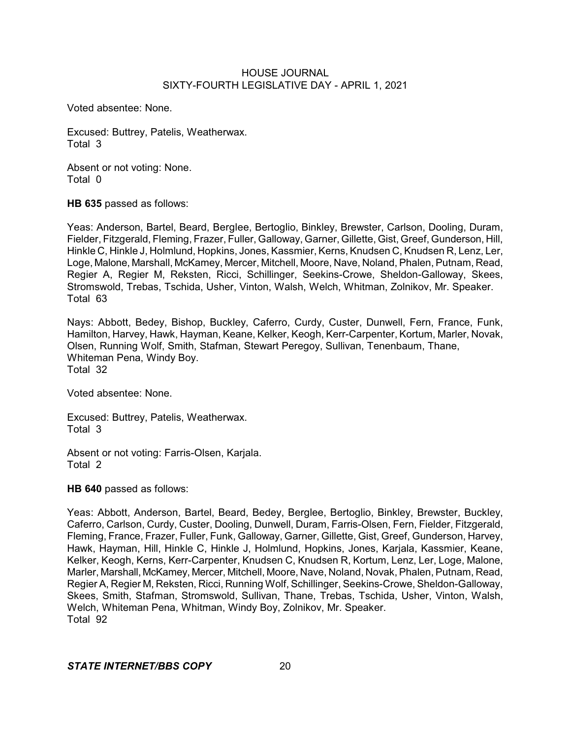Voted absentee: None.

Excused: Buttrey, Patelis, Weatherwax.
Total 3

Absent or not voting: None.
Total 0

**HB 635** passed as follows:

Yeas: Anderson, Bartel, Beard, Berglee, Bertoglio, Binkley, Brewster, Carlson, Dooling, Duram, Fielder, Fitzgerald, Fleming, Frazer, Fuller, Galloway, Garner, Gillette, Gist, Greef, Gunderson, Hill, Hinkle C, Hinkle J, Holmlund, Hopkins, Jones, Kassmier, Kerns, Knudsen C, Knudsen R, Lenz, Ler, Loge, Malone, Marshall, McKamey, Mercer, Mitchell, Moore, Nave, Noland, Phalen, Putnam, Read, Regier A, Regier M, Reksten, Ricci, Schillinger, Seekins-Crowe, Sheldon-Galloway, Skees, Stromswold, Trebas, Tschida, Usher, Vinton, Walsh, Welch, Whitman, Zolnikov, Mr. Speaker.
Total 63

Nays: Abbott, Bedey, Bishop, Buckley, Caferro, Curdy, Custer, Dunwell, Fern, France, Funk, Hamilton, Harvey, Hawk, Hayman, Keane, Kelker, Keogh, Kerr-Carpenter, Kortum, Marler, Novak, Olsen, Running Wolf, Smith, Stafman, Stewart Peregoy, Sullivan, Tenenbaum, Thane, Whiteman Pena, Windy Boy.
Total 32

Voted absentee: None.

Excused: Buttrey, Patelis, Weatherwax.
Total 3

Absent or not voting: Farris-Olsen, Karjala.
Total 2

**HB 640** passed as follows:

Yeas: Abbott, Anderson, Bartel, Beard, Bedey, Berglee, Bertoglio, Binkley, Brewster, Buckley, Caferro, Carlson, Curdy, Custer, Dooling, Dunwell, Duram, Farris-Olsen, Fern, Fielder, Fitzgerald, Fleming, France, Frazer, Fuller, Funk, Galloway, Garner, Gillette, Gist, Greef, Gunderson, Harvey, Hawk, Hayman, Hill, Hinkle C, Hinkle J, Holmlund, Hopkins, Jones, Karjala, Kassmier, Keane, Kelker, Keogh, Kerns, Kerr-Carpenter, Knudsen C, Knudsen R, Kortum, Lenz, Ler, Loge, Malone, Marler, Marshall, McKamey, Mercer, Mitchell, Moore, Nave, Noland, Novak, Phalen, Putnam, Read, Regier A, Regier M, Reksten, Ricci, Running Wolf, Schillinger, Seekins-Crowe, Sheldon-Galloway, Skees, Smith, Stafman, Stromswold, Sullivan, Thane, Trebas, Tschida, Usher, Vinton, Walsh, Welch, Whiteman Pena, Whitman, Windy Boy, Zolnikov, Mr. Speaker.
Total 92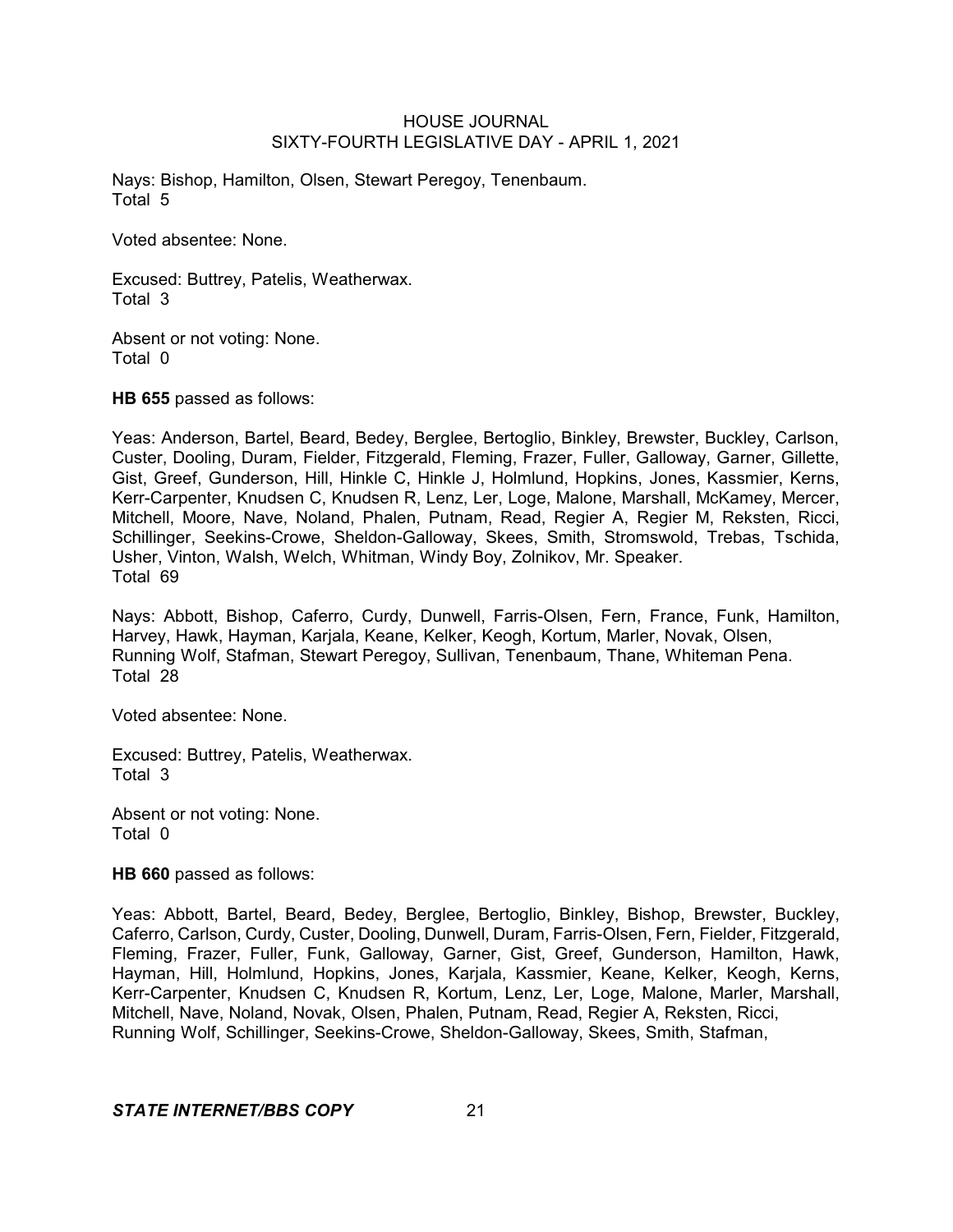Nays: Bishop, Hamilton, Olsen, Stewart Peregoy, Tenenbaum.
Total 5

Voted absentee: None.

Excused: Buttrey, Patelis, Weatherwax.
Total 3

Absent or not voting: None.
Total 0

**HB 655** passed as follows:

Yeas: Anderson, Bartel, Beard, Bedey, Berglee, Bertoglio, Binkley, Brewster, Buckley, Carlson, Custer, Dooling, Duram, Fielder, Fitzgerald, Fleming, Frazer, Fuller, Galloway, Garner, Gillette, Gist, Greef, Gunderson, Hill, Hinkle C, Hinkle J, Holmlund, Hopkins, Jones, Kassmier, Kerns, Kerr-Carpenter, Knudsen C, Knudsen R, Lenz, Ler, Loge, Malone, Marshall, McKamey, Mercer, Mitchell, Moore, Nave, Noland, Phalen, Putnam, Read, Regier A, Regier M, Reksten, Ricci, Schillinger, Seekins-Crowe, Sheldon-Galloway, Skees, Smith, Stromswold, Trebas, Tschida, Usher, Vinton, Walsh, Welch, Whitman, Windy Boy, Zolnikov, Mr. Speaker.
Total 69

Nays: Abbott, Bishop, Caferro, Curdy, Dunwell, Farris-Olsen, Fern, France, Funk, Hamilton, Harvey, Hawk, Hayman, Karjala, Keane, Kelker, Keogh, Kortum, Marler, Novak, Olsen, Running Wolf, Stafman, Stewart Peregoy, Sullivan, Tenenbaum, Thane, Whiteman Pena.
Total 28

Voted absentee: None.

Excused: Buttrey, Patelis, Weatherwax.
Total 3

Absent or not voting: None.
Total 0

**HB 660** passed as follows:

Yeas: Abbott, Bartel, Beard, Bedey, Berglee, Bertoglio, Binkley, Bishop, Brewster, Buckley, Caferro, Carlson, Curdy, Custer, Dooling, Dunwell, Duram, Farris-Olsen, Fern, Fielder, Fitzgerald, Fleming, Frazer, Fuller, Funk, Galloway, Garner, Gist, Greef, Gunderson, Hamilton, Hawk, Hayman, Hill, Holmlund, Hopkins, Jones, Karjala, Kassmier, Keane, Kelker, Keogh, Kerns, Kerr-Carpenter, Knudsen C, Knudsen R, Kortum, Lenz, Ler, Loge, Malone, Marler, Marshall, Mitchell, Nave, Noland, Novak, Olsen, Phalen, Putnam, Read, Regier A, Reksten, Ricci, Running Wolf, Schillinger, Seekins-Crowe, Sheldon-Galloway, Skees, Smith, Stafman,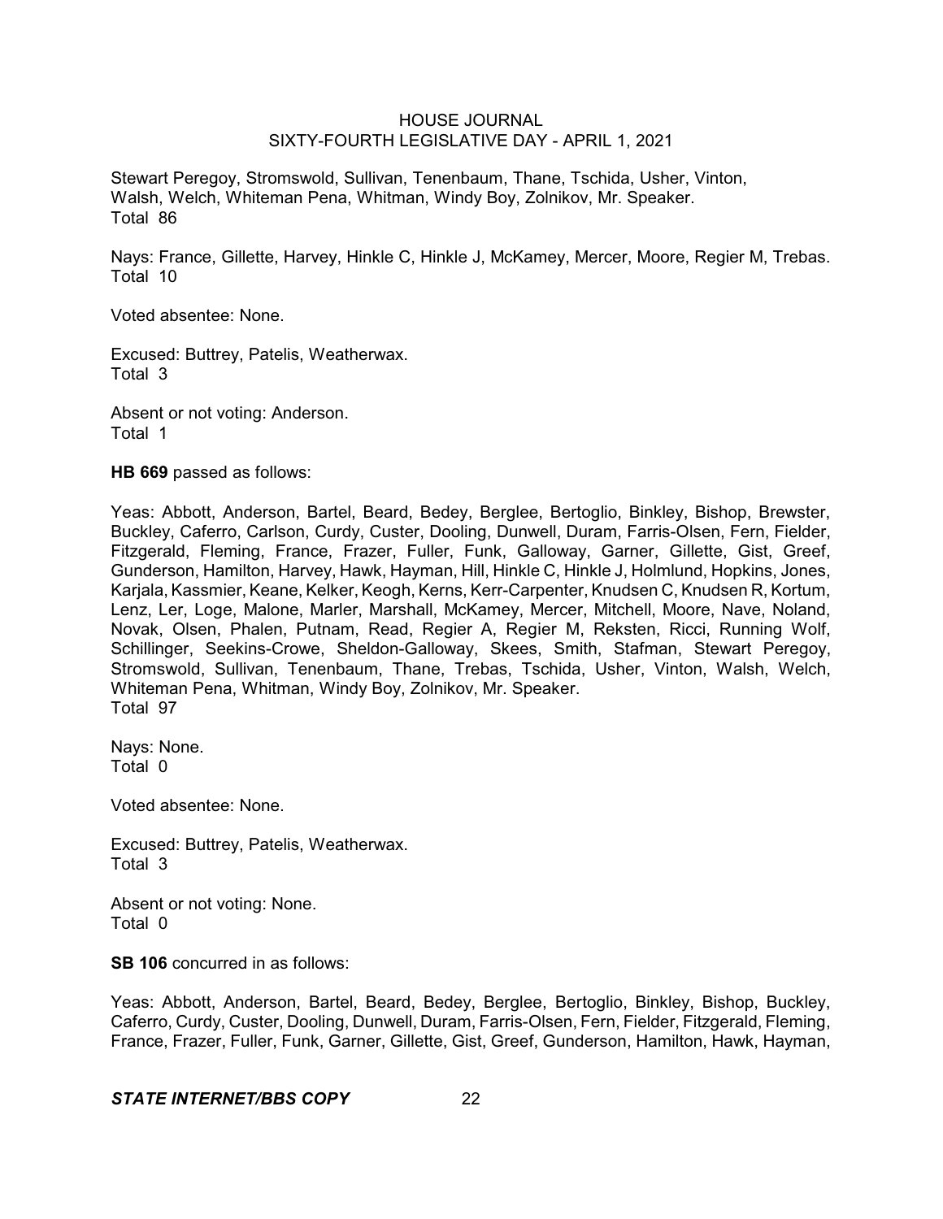Stewart Peregoy, Stromswold, Sullivan, Tenenbaum, Thane, Tschida, Usher, Vinton, Walsh, Welch, Whiteman Pena, Whitman, Windy Boy, Zolnikov, Mr. Speaker.
Total 86

Nays: France, Gillette, Harvey, Hinkle C, Hinkle J, McKamey, Mercer, Moore, Regier M, Trebas.
Total 10

Voted absentee: None.

Excused: Buttrey, Patelis, Weatherwax.
Total 3

Absent or not voting: Anderson.
Total 1

**HB 669** passed as follows:

Yeas: Abbott, Anderson, Bartel, Beard, Bedey, Berglee, Bertoglio, Binkley, Bishop, Brewster, Buckley, Caferro, Carlson, Curdy, Custer, Dooling, Dunwell, Duram, Farris-Olsen, Fern, Fielder, Fitzgerald, Fleming, France, Frazer, Fuller, Funk, Galloway, Garner, Gillette, Gist, Greef, Gunderson, Hamilton, Harvey, Hawk, Hayman, Hill, Hinkle C, Hinkle J, Holmlund, Hopkins, Jones, Karjala, Kassmier, Keane, Kelker, Keogh, Kerns, Kerr-Carpenter, Knudsen C, Knudsen R, Kortum, Lenz, Ler, Loge, Malone, Marler, Marshall, McKamey, Mercer, Mitchell, Moore, Nave, Noland, Novak, Olsen, Phalen, Putnam, Read, Regier A, Regier M, Reksten, Ricci, Running Wolf, Schillinger, Seekins-Crowe, Sheldon-Galloway, Skees, Smith, Stafman, Stewart Peregoy, Stromswold, Sullivan, Tenenbaum, Thane, Trebas, Tschida, Usher, Vinton, Walsh, Welch, Whiteman Pena, Whitman, Windy Boy, Zolnikov, Mr. Speaker.
Total 97

Nays: None.
Total 0

Voted absentee: None.

Excused: Buttrey, Patelis, Weatherwax.
Total 3

Absent or not voting: None.
Total 0

**SB 106** concurred in as follows:

Yeas: Abbott, Anderson, Bartel, Beard, Bedey, Berglee, Bertoglio, Binkley, Bishop, Buckley, Caferro, Curdy, Custer, Dooling, Dunwell, Duram, Farris-Olsen, Fern, Fielder, Fitzgerald, Fleming, France, Frazer, Fuller, Funk, Garner, Gillette, Gist, Greef, Gunderson, Hamilton, Hawk, Hayman,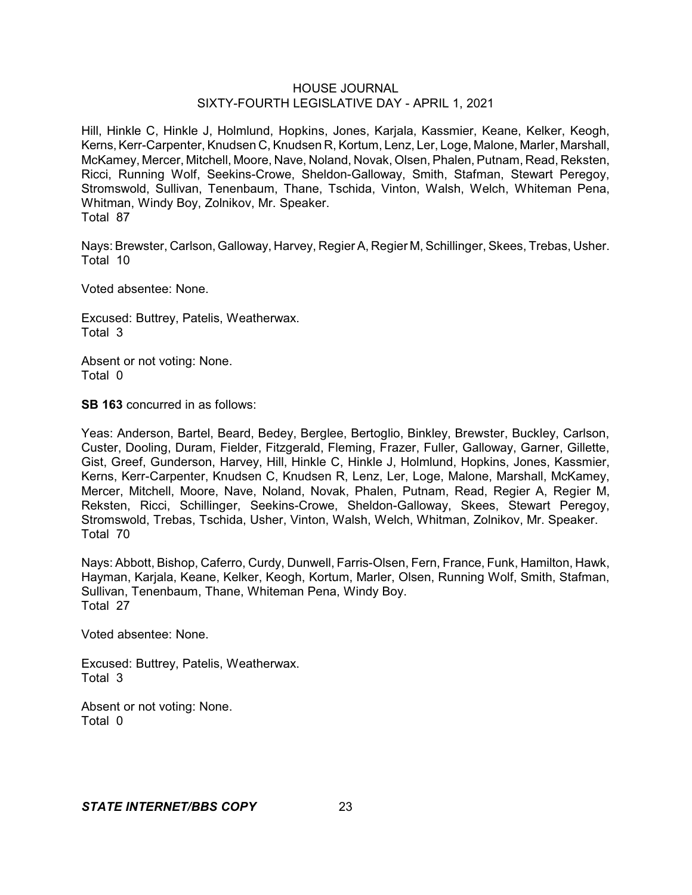Hill, Hinkle C, Hinkle J, Holmlund, Hopkins, Jones, Karjala, Kassmier, Keane, Kelker, Keogh, Kerns, Kerr-Carpenter, Knudsen C, Knudsen R, Kortum, Lenz, Ler, Loge, Malone, Marler, Marshall, McKamey, Mercer, Mitchell, Moore, Nave, Noland, Novak, Olsen, Phalen, Putnam, Read, Reksten, Ricci, Running Wolf, Seekins-Crowe, Sheldon-Galloway, Smith, Stafman, Stewart Peregoy, Stromswold, Sullivan, Tenenbaum, Thane, Tschida, Vinton, Walsh, Welch, Whiteman Pena, Whitman, Windy Boy, Zolnikov, Mr. Speaker.
Total 87

Nays: Brewster, Carlson, Galloway, Harvey, Regier A, Regier M, Schillinger, Skees, Trebas, Usher.
Total 10

Voted absentee: None.

Excused: Buttrey, Patelis, Weatherwax.
Total 3

Absent or not voting: None.
Total 0

**SB 163** concurred in as follows:

Yeas: Anderson, Bartel, Beard, Bedey, Berglee, Bertoglio, Binkley, Brewster, Buckley, Carlson, Custer, Dooling, Duram, Fielder, Fitzgerald, Fleming, Frazer, Fuller, Galloway, Garner, Gillette, Gist, Greef, Gunderson, Harvey, Hill, Hinkle C, Hinkle J, Holmlund, Hopkins, Jones, Kassmier, Kerns, Kerr-Carpenter, Knudsen C, Knudsen R, Lenz, Ler, Loge, Malone, Marshall, McKamey, Mercer, Mitchell, Moore, Nave, Noland, Novak, Phalen, Putnam, Read, Regier A, Regier M, Reksten, Ricci, Schillinger, Seekins-Crowe, Sheldon-Galloway, Skees, Stewart Peregoy, Stromswold, Trebas, Tschida, Usher, Vinton, Walsh, Welch, Whitman, Zolnikov, Mr. Speaker.
Total 70

Nays: Abbott, Bishop, Caferro, Curdy, Dunwell, Farris-Olsen, Fern, France, Funk, Hamilton, Hawk, Hayman, Karjala, Keane, Kelker, Keogh, Kortum, Marler, Olsen, Running Wolf, Smith, Stafman, Sullivan, Tenenbaum, Thane, Whiteman Pena, Windy Boy.
Total 27

Voted absentee: None.

Excused: Buttrey, Patelis, Weatherwax.
Total 3

Absent or not voting: None.
Total 0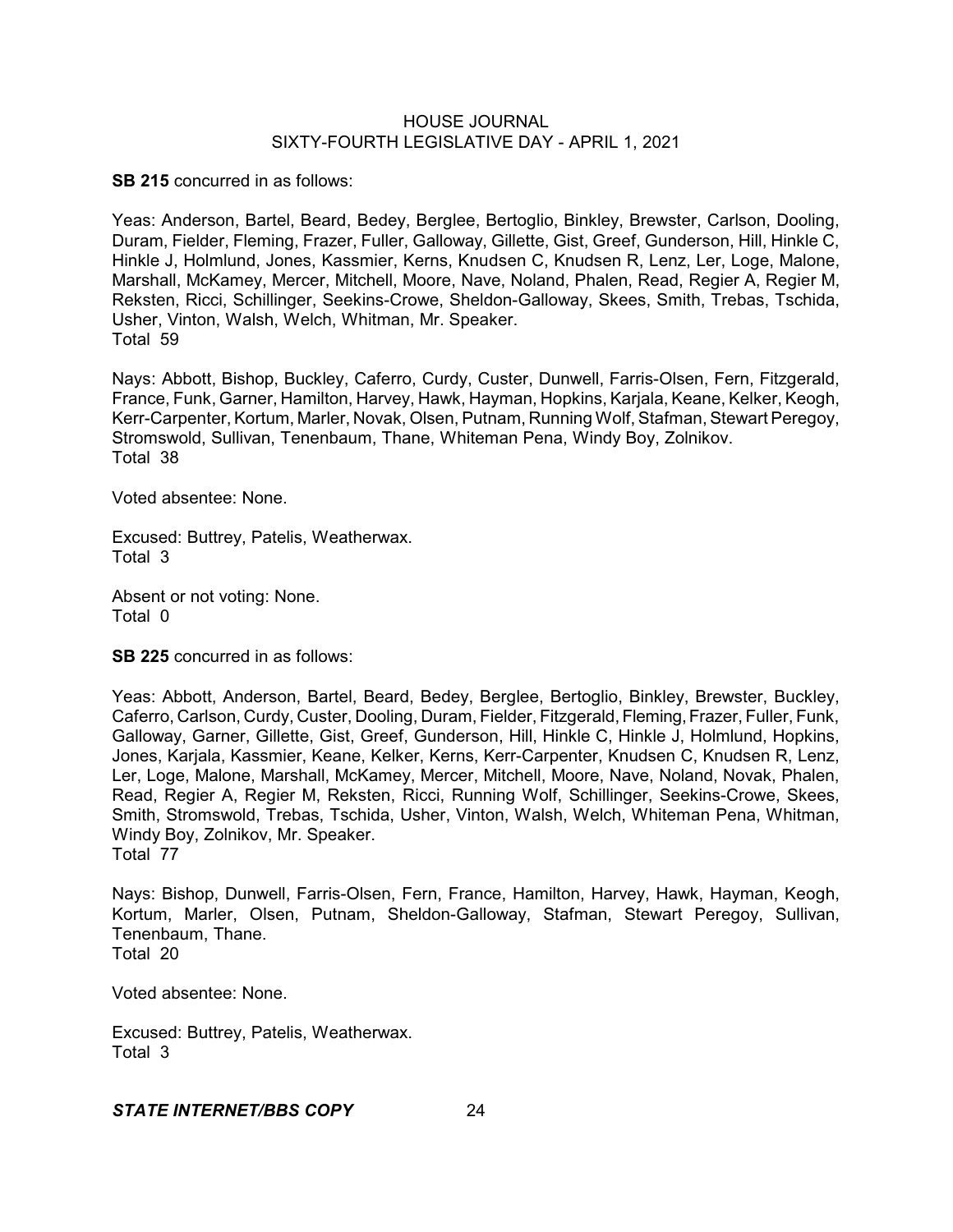**SB 215** concurred in as follows:

Yeas: Anderson, Bartel, Beard, Bedey, Berglee, Bertoglio, Binkley, Brewster, Carlson, Dooling, Duram, Fielder, Fleming, Frazer, Fuller, Galloway, Gillette, Gist, Greef, Gunderson, Hill, Hinkle C, Hinkle J, Holmlund, Jones, Kassmier, Kerns, Knudsen C, Knudsen R, Lenz, Ler, Loge, Malone, Marshall, McKamey, Mercer, Mitchell, Moore, Nave, Noland, Phalen, Read, Regier A, Regier M, Reksten, Ricci, Schillinger, Seekins-Crowe, Sheldon-Galloway, Skees, Smith, Trebas, Tschida, Usher, Vinton, Walsh, Welch, Whitman, Mr. Speaker.
Total 59

Nays: Abbott, Bishop, Buckley, Caferro, Curdy, Custer, Dunwell, Farris-Olsen, Fern, Fitzgerald, France, Funk, Garner, Hamilton, Harvey, Hawk, Hayman, Hopkins, Karjala, Keane, Kelker, Keogh, Kerr-Carpenter, Kortum, Marler, Novak, Olsen, Putnam, Running Wolf, Stafman, Stewart Peregoy, Stromswold, Sullivan, Tenenbaum, Thane, Whiteman Pena, Windy Boy, Zolnikov.
Total 38

Voted absentee: None.

Excused: Buttrey, Patelis, Weatherwax.
Total 3

Absent or not voting: None.
Total 0

**SB 225** concurred in as follows:

Yeas: Abbott, Anderson, Bartel, Beard, Bedey, Berglee, Bertoglio, Binkley, Brewster, Buckley, Caferro, Carlson, Curdy, Custer, Dooling, Duram, Fielder, Fitzgerald, Fleming, Frazer, Fuller, Funk, Galloway, Garner, Gillette, Gist, Greef, Gunderson, Hill, Hinkle C, Hinkle J, Holmlund, Hopkins, Jones, Karjala, Kassmier, Keane, Kelker, Kerns, Kerr-Carpenter, Knudsen C, Knudsen R, Lenz, Ler, Loge, Malone, Marshall, McKamey, Mercer, Mitchell, Moore, Nave, Noland, Novak, Phalen, Read, Regier A, Regier M, Reksten, Ricci, Running Wolf, Schillinger, Seekins-Crowe, Skees, Smith, Stromswold, Trebas, Tschida, Usher, Vinton, Walsh, Welch, Whiteman Pena, Whitman, Windy Boy, Zolnikov, Mr. Speaker.
Total 77

Nays: Bishop, Dunwell, Farris-Olsen, Fern, France, Hamilton, Harvey, Hawk, Hayman, Keogh, Kortum, Marler, Olsen, Putnam, Sheldon-Galloway, Stafman, Stewart Peregoy, Sullivan, Tenenbaum, Thane.
Total 20

Voted absentee: None.

Excused: Buttrey, Patelis, Weatherwax.
Total 3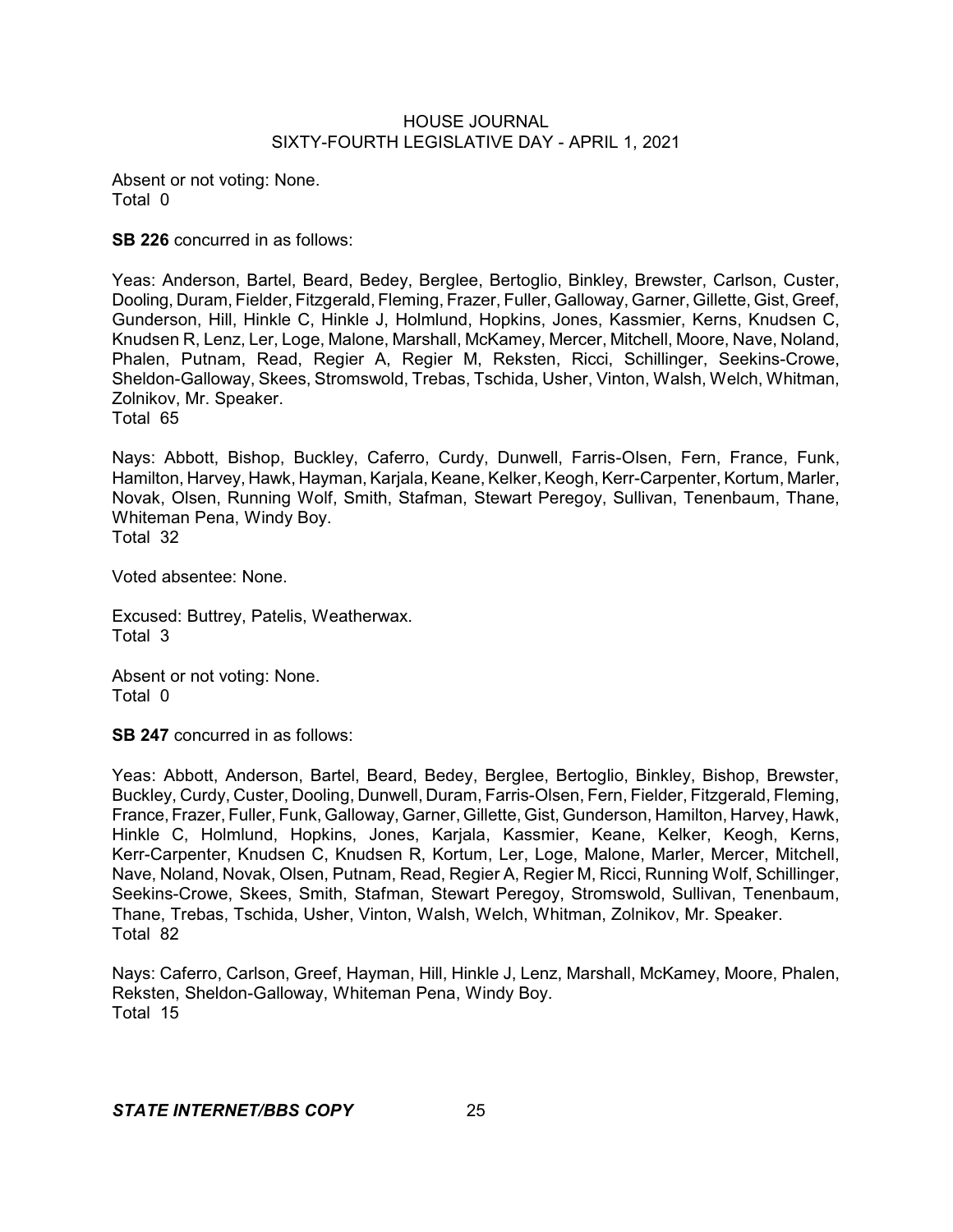Absent or not voting: None.
Total 0

**SB 226** concurred in as follows:

Yeas: Anderson, Bartel, Beard, Bedey, Berglee, Bertoglio, Binkley, Brewster, Carlson, Custer, Dooling, Duram, Fielder, Fitzgerald, Fleming, Frazer, Fuller, Galloway, Garner, Gillette, Gist, Greef, Gunderson, Hill, Hinkle C, Hinkle J, Holmlund, Hopkins, Jones, Kassmier, Kerns, Knudsen C, Knudsen R, Lenz, Ler, Loge, Malone, Marshall, McKamey, Mercer, Mitchell, Moore, Nave, Noland, Phalen, Putnam, Read, Regier A, Regier M, Reksten, Ricci, Schillinger, Seekins-Crowe, Sheldon-Galloway, Skees, Stromswold, Trebas, Tschida, Usher, Vinton, Walsh, Welch, Whitman, Zolnikov, Mr. Speaker.
Total 65

Nays: Abbott, Bishop, Buckley, Caferro, Curdy, Dunwell, Farris-Olsen, Fern, France, Funk, Hamilton, Harvey, Hawk, Hayman, Karjala, Keane, Kelker, Keogh, Kerr-Carpenter, Kortum, Marler, Novak, Olsen, Running Wolf, Smith, Stafman, Stewart Peregoy, Sullivan, Tenenbaum, Thane, Whiteman Pena, Windy Boy.
Total 32

Voted absentee: None.

Excused: Buttrey, Patelis, Weatherwax.
Total 3

Absent or not voting: None.
Total 0

**SB 247** concurred in as follows:

Yeas: Abbott, Anderson, Bartel, Beard, Bedey, Berglee, Bertoglio, Binkley, Bishop, Brewster, Buckley, Curdy, Custer, Dooling, Dunwell, Duram, Farris-Olsen, Fern, Fielder, Fitzgerald, Fleming, France, Frazer, Fuller, Funk, Galloway, Garner, Gillette, Gist, Gunderson, Hamilton, Harvey, Hawk, Hinkle C, Holmlund, Hopkins, Jones, Karjala, Kassmier, Keane, Kelker, Keogh, Kerns, Kerr-Carpenter, Knudsen C, Knudsen R, Kortum, Ler, Loge, Malone, Marler, Mercer, Mitchell, Nave, Noland, Novak, Olsen, Putnam, Read, Regier A, Regier M, Ricci, Running Wolf, Schillinger, Seekins-Crowe, Skees, Smith, Stafman, Stewart Peregoy, Stromswold, Sullivan, Tenenbaum, Thane, Trebas, Tschida, Usher, Vinton, Walsh, Welch, Whitman, Zolnikov, Mr. Speaker.
Total 82

Nays: Caferro, Carlson, Greef, Hayman, Hill, Hinkle J, Lenz, Marshall, McKamey, Moore, Phalen, Reksten, Sheldon-Galloway, Whiteman Pena, Windy Boy.
Total 15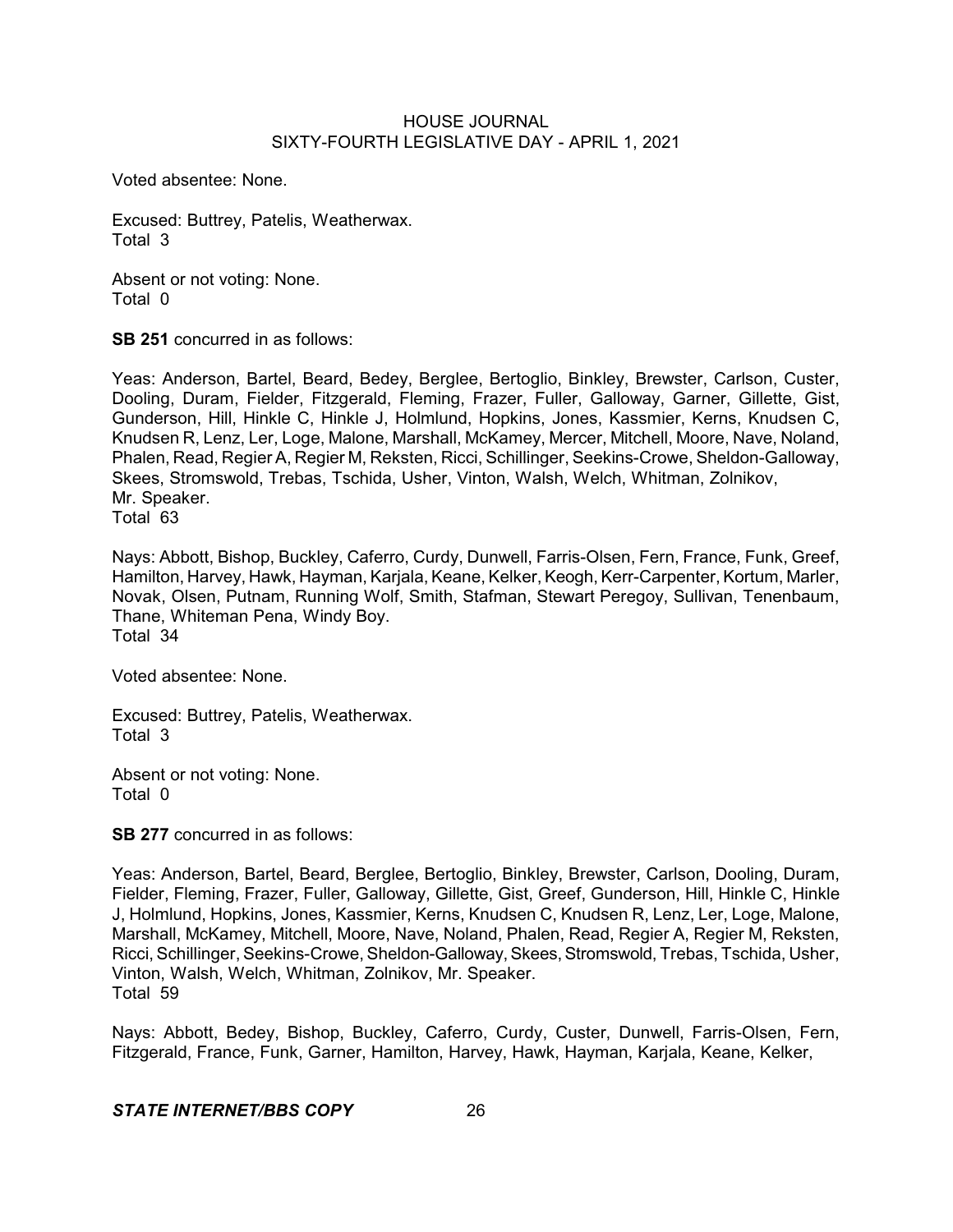Voted absentee: None.

Excused: Buttrey, Patelis, Weatherwax.
Total 3

Absent or not voting: None.
Total 0

**SB 251** concurred in as follows:

Yeas: Anderson, Bartel, Beard, Bedey, Berglee, Bertoglio, Binkley, Brewster, Carlson, Custer, Dooling, Duram, Fielder, Fitzgerald, Fleming, Frazer, Fuller, Galloway, Garner, Gillette, Gist, Gunderson, Hill, Hinkle C, Hinkle J, Holmlund, Hopkins, Jones, Kassmier, Kerns, Knudsen C, Knudsen R, Lenz, Ler, Loge, Malone, Marshall, McKamey, Mercer, Mitchell, Moore, Nave, Noland, Phalen, Read, Regier A, Regier M, Reksten, Ricci, Schillinger, Seekins-Crowe, Sheldon-Galloway, Skees, Stromswold, Trebas, Tschida, Usher, Vinton, Walsh, Welch, Whitman, Zolnikov, Mr. Speaker.
Total 63

Nays: Abbott, Bishop, Buckley, Caferro, Curdy, Dunwell, Farris-Olsen, Fern, France, Funk, Greef, Hamilton, Harvey, Hawk, Hayman, Karjala, Keane, Kelker, Keogh, Kerr-Carpenter, Kortum, Marler, Novak, Olsen, Putnam, Running Wolf, Smith, Stafman, Stewart Peregoy, Sullivan, Tenenbaum, Thane, Whiteman Pena, Windy Boy.
Total 34

Voted absentee: None.

Excused: Buttrey, Patelis, Weatherwax.
Total 3

Absent or not voting: None.
Total 0

**SB 277** concurred in as follows:

Yeas: Anderson, Bartel, Beard, Berglee, Bertoglio, Binkley, Brewster, Carlson, Dooling, Duram, Fielder, Fleming, Frazer, Fuller, Galloway, Gillette, Gist, Greef, Gunderson, Hill, Hinkle C, Hinkle J, Holmlund, Hopkins, Jones, Kassmier, Kerns, Knudsen C, Knudsen R, Lenz, Ler, Loge, Malone, Marshall, McKamey, Mitchell, Moore, Nave, Noland, Phalen, Read, Regier A, Regier M, Reksten, Ricci, Schillinger, Seekins-Crowe, Sheldon-Galloway, Skees, Stromswold, Trebas, Tschida, Usher, Vinton, Walsh, Welch, Whitman, Zolnikov, Mr. Speaker.
Total 59

Nays: Abbott, Bedey, Bishop, Buckley, Caferro, Curdy, Custer, Dunwell, Farris-Olsen, Fern, Fitzgerald, France, Funk, Garner, Hamilton, Harvey, Hawk, Hayman, Karjala, Keane, Kelker,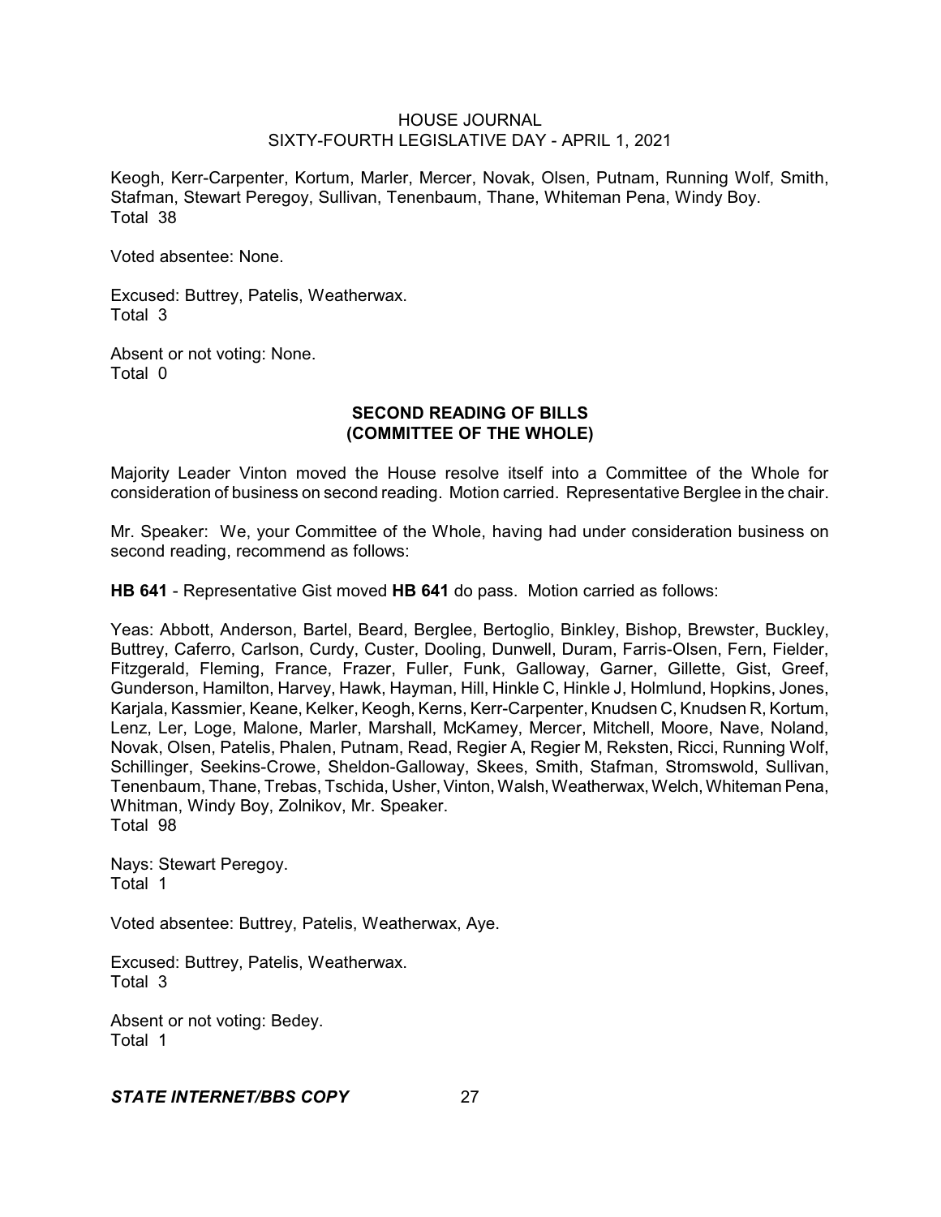Keogh, Kerr-Carpenter, Kortum, Marler, Mercer, Novak, Olsen, Putnam, Running Wolf, Smith, Stafman, Stewart Peregoy, Sullivan, Tenenbaum, Thane, Whiteman Pena, Windy Boy.
Total 38

Voted absentee: None.

Excused: Buttrey, Patelis, Weatherwax.
Total 3

Absent or not voting: None.
Total 0

## SECOND READING OF BILLS
## (COMMITTEE OF THE WHOLE)

Majority Leader Vinton moved the House resolve itself into a Committee of the Whole for consideration of business on second reading. Motion carried. Representative Berglee in the chair.

Mr. Speaker: We, your Committee of the Whole, having had under consideration business on second reading, recommend as follows:

**HB 641** - Representative Gist moved **HB 641** do pass. Motion carried as follows:

Yeas: Abbott, Anderson, Bartel, Beard, Berglee, Bertoglio, Binkley, Bishop, Brewster, Buckley, Buttrey, Caferro, Carlson, Curdy, Custer, Dooling, Dunwell, Duram, Farris-Olsen, Fern, Fielder, Fitzgerald, Fleming, France, Frazer, Fuller, Funk, Galloway, Garner, Gillette, Gist, Greef, Gunderson, Hamilton, Harvey, Hawk, Hayman, Hill, Hinkle C, Hinkle J, Holmlund, Hopkins, Jones, Karjala, Kassmier, Keane, Kelker, Keogh, Kerns, Kerr-Carpenter, Knudsen C, Knudsen R, Kortum, Lenz, Ler, Loge, Malone, Marler, Marshall, McKamey, Mercer, Mitchell, Moore, Nave, Noland, Novak, Olsen, Patelis, Phalen, Putnam, Read, Regier A, Regier M, Reksten, Ricci, Running Wolf, Schillinger, Seekins-Crowe, Sheldon-Galloway, Skees, Smith, Stafman, Stromswold, Sullivan, Tenenbaum, Thane, Trebas, Tschida, Usher, Vinton, Walsh, Weatherwax, Welch, Whiteman Pena, Whitman, Windy Boy, Zolnikov, Mr. Speaker.
Total 98

Nays: Stewart Peregoy.
Total 1

Voted absentee: Buttrey, Patelis, Weatherwax, Aye.

Excused: Buttrey, Patelis, Weatherwax.
Total 3

Absent or not voting: Bedey.
Total 1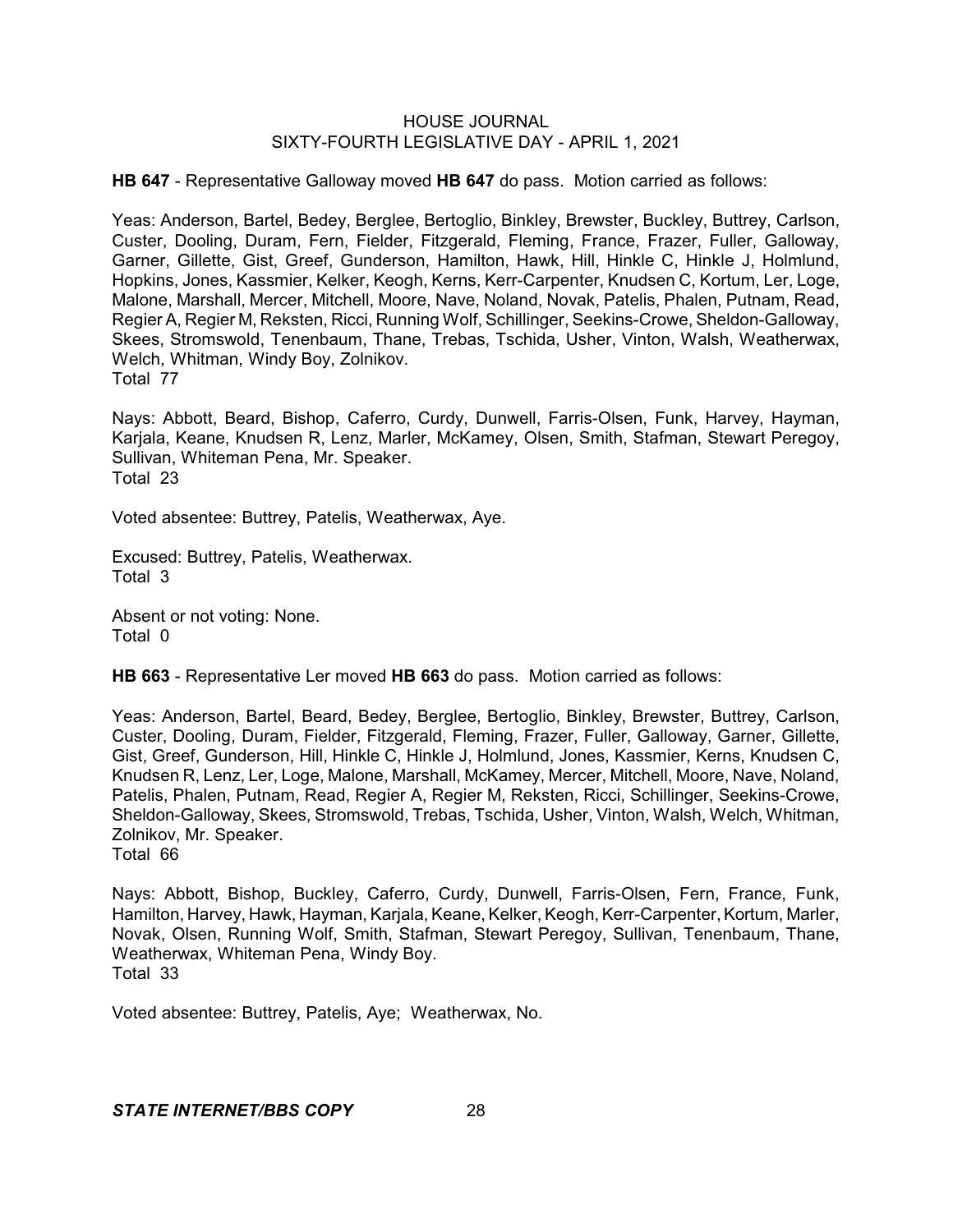**HB 647** - Representative Galloway moved **HB 647** do pass. Motion carried as follows:

Yeas: Anderson, Bartel, Bedey, Berglee, Bertoglio, Binkley, Brewster, Buckley, Buttrey, Carlson, Custer, Dooling, Duram, Fern, Fielder, Fitzgerald, Fleming, France, Frazer, Fuller, Galloway, Garner, Gillette, Gist, Greef, Gunderson, Hamilton, Hawk, Hill, Hinkle C, Hinkle J, Holmlund, Hopkins, Jones, Kassmier, Kelker, Keogh, Kerns, Kerr-Carpenter, Knudsen C, Kortum, Ler, Loge, Malone, Marshall, Mercer, Mitchell, Moore, Nave, Noland, Novak, Patelis, Phalen, Putnam, Read, Regier A, Regier M, Reksten, Ricci, Running Wolf, Schillinger, Seekins-Crowe, Sheldon-Galloway, Skees, Stromswold, Tenenbaum, Thane, Trebas, Tschida, Usher, Vinton, Walsh, Weatherwax, Welch, Whitman, Windy Boy, Zolnikov.
Total 77

Nays: Abbott, Beard, Bishop, Caferro, Curdy, Dunwell, Farris-Olsen, Funk, Harvey, Hayman, Karjala, Keane, Knudsen R, Lenz, Marler, McKamey, Olsen, Smith, Stafman, Stewart Peregoy, Sullivan, Whiteman Pena, Mr. Speaker.
Total 23

Voted absentee: Buttrey, Patelis, Weatherwax, Aye.

Excused: Buttrey, Patelis, Weatherwax.
Total 3

Absent or not voting: None.
Total 0

**HB 663** - Representative Ler moved **HB 663** do pass. Motion carried as follows:

Yeas: Anderson, Bartel, Beard, Bedey, Berglee, Bertoglio, Binkley, Brewster, Buttrey, Carlson, Custer, Dooling, Duram, Fielder, Fitzgerald, Fleming, Frazer, Fuller, Galloway, Garner, Gillette, Gist, Greef, Gunderson, Hill, Hinkle C, Hinkle J, Holmlund, Jones, Kassmier, Kerns, Knudsen C, Knudsen R, Lenz, Ler, Loge, Malone, Marshall, McKamey, Mercer, Mitchell, Moore, Nave, Noland, Patelis, Phalen, Putnam, Read, Regier A, Regier M, Reksten, Ricci, Schillinger, Seekins-Crowe, Sheldon-Galloway, Skees, Stromswold, Trebas, Tschida, Usher, Vinton, Walsh, Welch, Whitman, Zolnikov, Mr. Speaker.
Total 66

Nays: Abbott, Bishop, Buckley, Caferro, Curdy, Dunwell, Farris-Olsen, Fern, France, Funk, Hamilton, Harvey, Hawk, Hayman, Karjala, Keane, Kelker, Keogh, Kerr-Carpenter, Kortum, Marler, Novak, Olsen, Running Wolf, Smith, Stafman, Stewart Peregoy, Sullivan, Tenenbaum, Thane, Weatherwax, Whiteman Pena, Windy Boy.
Total 33

Voted absentee: Buttrey, Patelis, Aye; Weatherwax, No.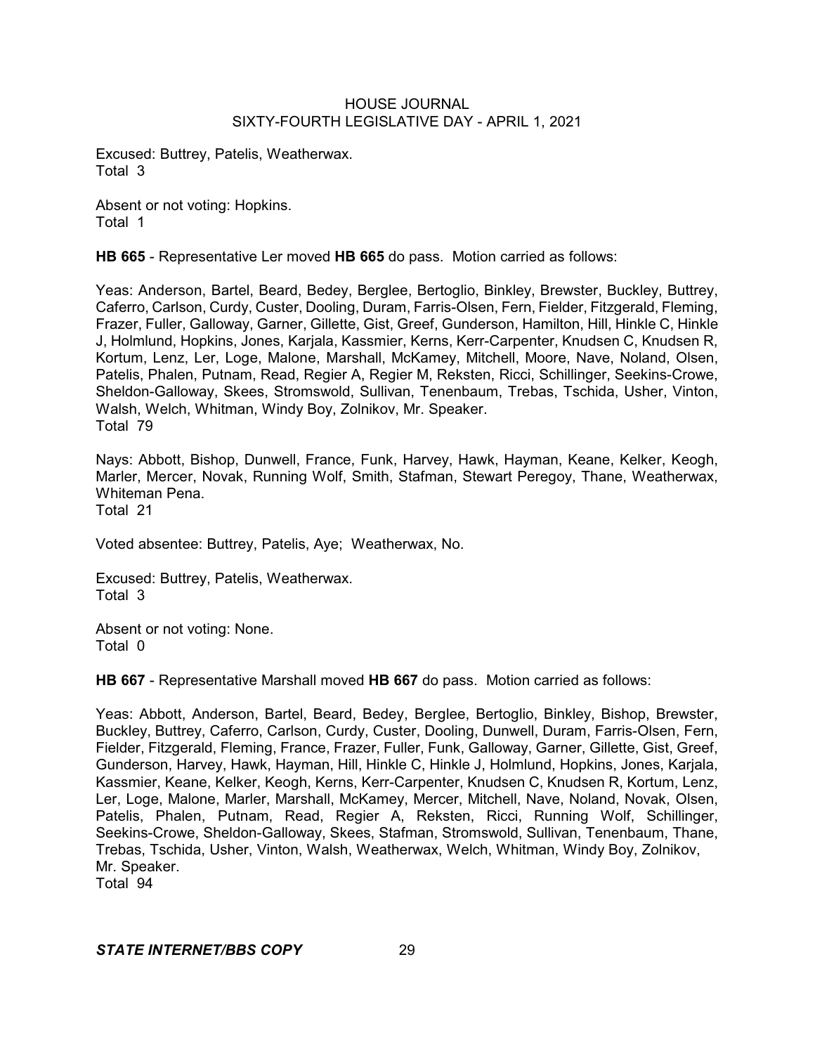Excused: Buttrey, Patelis, Weatherwax.
Total 3

Absent or not voting: Hopkins.
Total 1

**HB 665** - Representative Ler moved **HB 665** do pass. Motion carried as follows:

Yeas: Anderson, Bartel, Beard, Bedey, Berglee, Bertoglio, Binkley, Brewster, Buckley, Buttrey, Caferro, Carlson, Curdy, Custer, Dooling, Duram, Farris-Olsen, Fern, Fielder, Fitzgerald, Fleming, Frazer, Fuller, Galloway, Garner, Gillette, Gist, Greef, Gunderson, Hamilton, Hill, Hinkle C, Hinkle J, Holmlund, Hopkins, Jones, Karjala, Kassmier, Kerns, Kerr-Carpenter, Knudsen C, Knudsen R, Kortum, Lenz, Ler, Loge, Malone, Marshall, McKamey, Mitchell, Moore, Nave, Noland, Olsen, Patelis, Phalen, Putnam, Read, Regier A, Regier M, Reksten, Ricci, Schillinger, Seekins-Crowe, Sheldon-Galloway, Skees, Stromswold, Sullivan, Tenenbaum, Trebas, Tschida, Usher, Vinton, Walsh, Welch, Whitman, Windy Boy, Zolnikov, Mr. Speaker.
Total 79

Nays: Abbott, Bishop, Dunwell, France, Funk, Harvey, Hawk, Hayman, Keane, Kelker, Keogh, Marler, Mercer, Novak, Running Wolf, Smith, Stafman, Stewart Peregoy, Thane, Weatherwax, Whiteman Pena.
Total 21

Voted absentee: Buttrey, Patelis, Aye; Weatherwax, No.

Excused: Buttrey, Patelis, Weatherwax.
Total 3

Absent or not voting: None.
Total 0

**HB 667** - Representative Marshall moved **HB 667** do pass. Motion carried as follows:

Yeas: Abbott, Anderson, Bartel, Beard, Bedey, Berglee, Bertoglio, Binkley, Bishop, Brewster, Buckley, Buttrey, Caferro, Carlson, Curdy, Custer, Dooling, Dunwell, Duram, Farris-Olsen, Fern, Fielder, Fitzgerald, Fleming, France, Frazer, Fuller, Funk, Galloway, Garner, Gillette, Gist, Greef, Gunderson, Harvey, Hawk, Hayman, Hill, Hinkle C, Hinkle J, Holmlund, Hopkins, Jones, Karjala, Kassmier, Keane, Kelker, Keogh, Kerns, Kerr-Carpenter, Knudsen C, Knudsen R, Kortum, Lenz, Ler, Loge, Malone, Marler, Marshall, McKamey, Mercer, Mitchell, Nave, Noland, Novak, Olsen, Patelis, Phalen, Putnam, Read, Regier A, Reksten, Ricci, Running Wolf, Schillinger, Seekins-Crowe, Sheldon-Galloway, Skees, Stafman, Stromswold, Sullivan, Tenenbaum, Thane, Trebas, Tschida, Usher, Vinton, Walsh, Weatherwax, Welch, Whitman, Windy Boy, Zolnikov, Mr. Speaker.
Total 94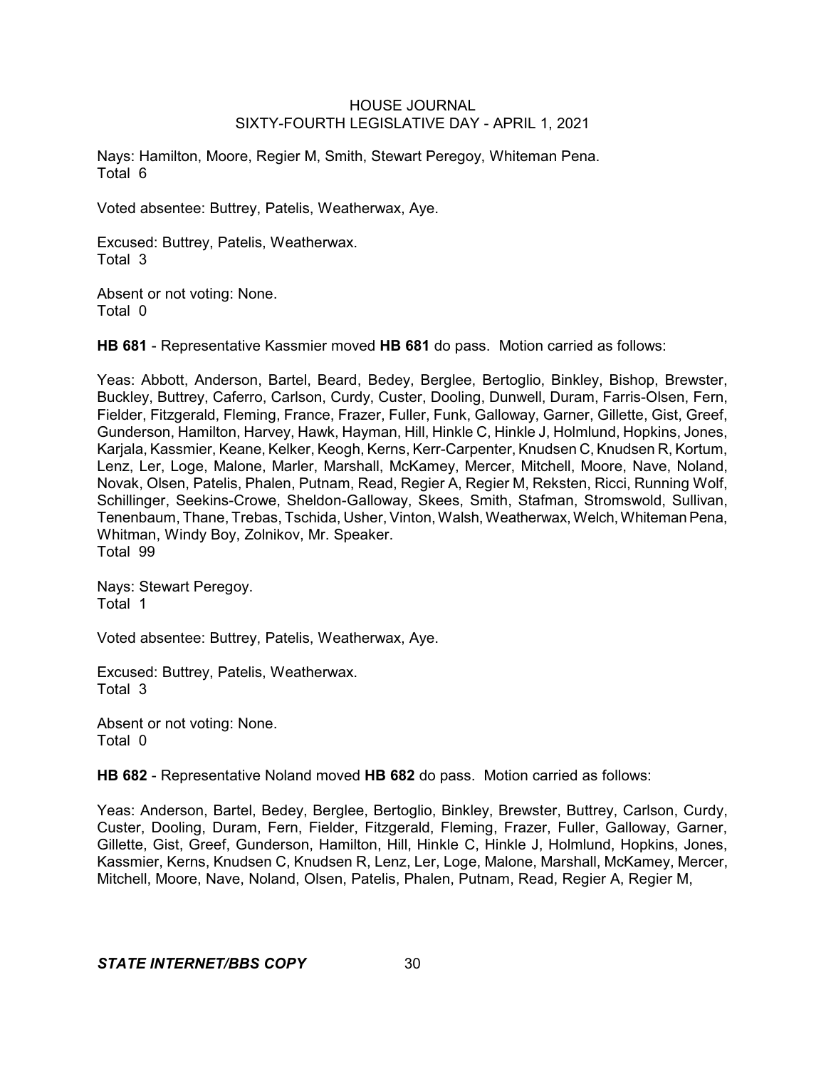Nays: Hamilton, Moore, Regier M, Smith, Stewart Peregoy, Whiteman Pena.
Total 6

Voted absentee: Buttrey, Patelis, Weatherwax, Aye.

Excused: Buttrey, Patelis, Weatherwax.
Total 3

Absent or not voting: None.
Total 0

**HB 681** - Representative Kassmier moved **HB 681** do pass. Motion carried as follows:

Yeas: Abbott, Anderson, Bartel, Beard, Bedey, Berglee, Bertoglio, Binkley, Bishop, Brewster, Buckley, Buttrey, Caferro, Carlson, Curdy, Custer, Dooling, Dunwell, Duram, Farris-Olsen, Fern, Fielder, Fitzgerald, Fleming, France, Frazer, Fuller, Funk, Galloway, Garner, Gillette, Gist, Greef, Gunderson, Hamilton, Harvey, Hawk, Hayman, Hill, Hinkle C, Hinkle J, Holmlund, Hopkins, Jones, Karjala, Kassmier, Keane, Kelker, Keogh, Kerns, Kerr-Carpenter, Knudsen C, Knudsen R, Kortum, Lenz, Ler, Loge, Malone, Marler, Marshall, McKamey, Mercer, Mitchell, Moore, Nave, Noland, Novak, Olsen, Patelis, Phalen, Putnam, Read, Regier A, Regier M, Reksten, Ricci, Running Wolf, Schillinger, Seekins-Crowe, Sheldon-Galloway, Skees, Smith, Stafman, Stromswold, Sullivan, Tenenbaum, Thane, Trebas, Tschida, Usher, Vinton, Walsh, Weatherwax, Welch, Whiteman Pena, Whitman, Windy Boy, Zolnikov, Mr. Speaker.
Total 99

Nays: Stewart Peregoy.
Total 1

Voted absentee: Buttrey, Patelis, Weatherwax, Aye.

Excused: Buttrey, Patelis, Weatherwax.
Total 3

Absent or not voting: None.
Total 0

**HB 682** - Representative Noland moved **HB 682** do pass. Motion carried as follows:

Yeas: Anderson, Bartel, Bedey, Berglee, Bertoglio, Binkley, Brewster, Buttrey, Carlson, Curdy, Custer, Dooling, Duram, Fern, Fielder, Fitzgerald, Fleming, Frazer, Fuller, Galloway, Garner, Gillette, Gist, Greef, Gunderson, Hamilton, Hill, Hinkle C, Hinkle J, Holmlund, Hopkins, Jones, Kassmier, Kerns, Knudsen C, Knudsen R, Lenz, Ler, Loge, Malone, Marshall, McKamey, Mercer, Mitchell, Moore, Nave, Noland, Olsen, Patelis, Phalen, Putnam, Read, Regier A, Regier M,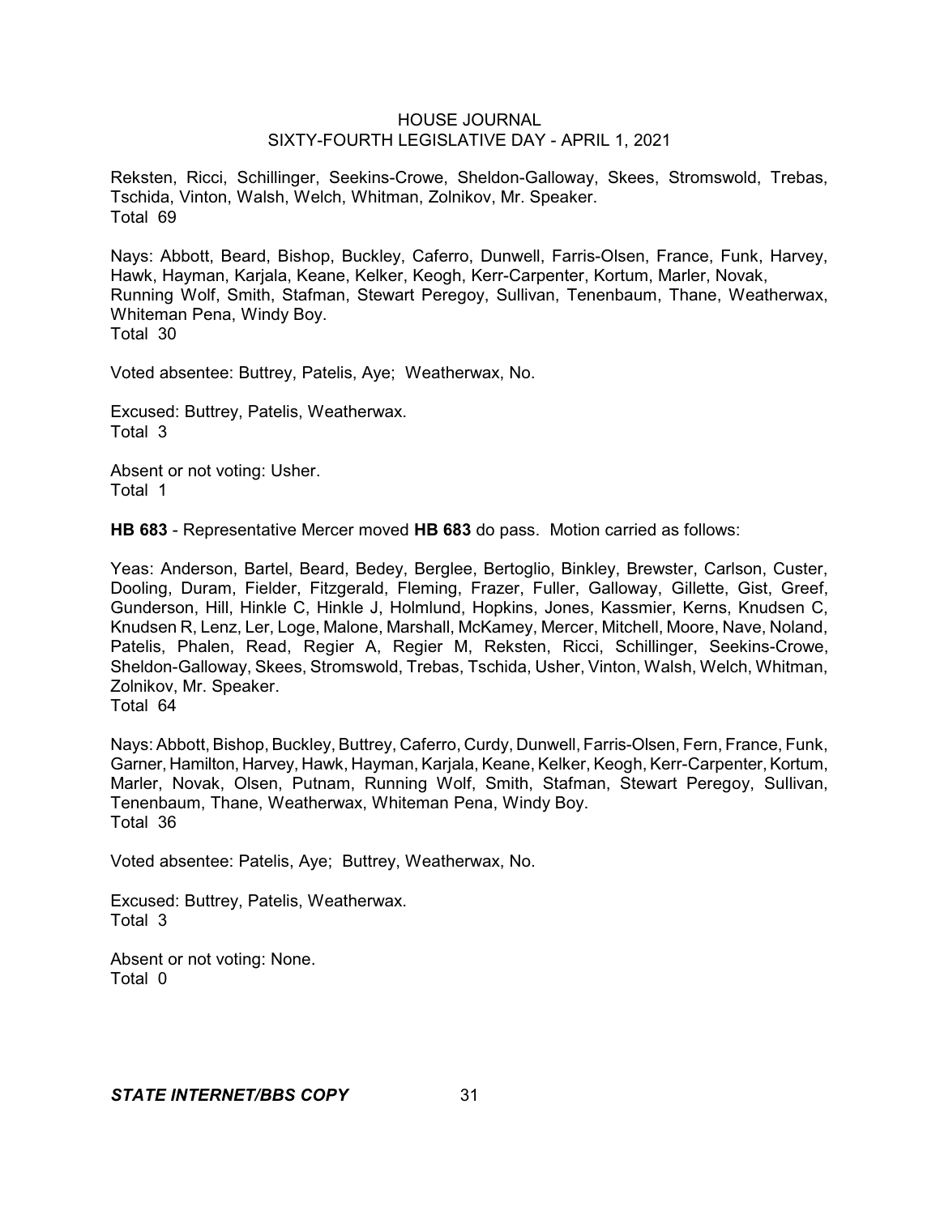Reksten, Ricci, Schillinger, Seekins-Crowe, Sheldon-Galloway, Skees, Stromswold, Trebas, Tschida, Vinton, Walsh, Welch, Whitman, Zolnikov, Mr. Speaker.
Total 69

Nays: Abbott, Beard, Bishop, Buckley, Caferro, Dunwell, Farris-Olsen, France, Funk, Harvey, Hawk, Hayman, Karjala, Keane, Kelker, Keogh, Kerr-Carpenter, Kortum, Marler, Novak, Running Wolf, Smith, Stafman, Stewart Peregoy, Sullivan, Tenenbaum, Thane, Weatherwax, Whiteman Pena, Windy Boy.
Total 30

Voted absentee: Buttrey, Patelis, Aye; Weatherwax, No.

Excused: Buttrey, Patelis, Weatherwax.
Total 3

Absent or not voting: Usher.
Total 1

**HB 683** - Representative Mercer moved **HB 683** do pass. Motion carried as follows:

Yeas: Anderson, Bartel, Beard, Bedey, Berglee, Bertoglio, Binkley, Brewster, Carlson, Custer, Dooling, Duram, Fielder, Fitzgerald, Fleming, Frazer, Fuller, Galloway, Gillette, Gist, Greef, Gunderson, Hill, Hinkle C, Hinkle J, Holmlund, Hopkins, Jones, Kassmier, Kerns, Knudsen C, Knudsen R, Lenz, Ler, Loge, Malone, Marshall, McKamey, Mercer, Mitchell, Moore, Nave, Noland, Patelis, Phalen, Read, Regier A, Regier M, Reksten, Ricci, Schillinger, Seekins-Crowe, Sheldon-Galloway, Skees, Stromswold, Trebas, Tschida, Usher, Vinton, Walsh, Welch, Whitman, Zolnikov, Mr. Speaker.
Total 64

Nays: Abbott, Bishop, Buckley, Buttrey, Caferro, Curdy, Dunwell, Farris-Olsen, Fern, France, Funk, Garner, Hamilton, Harvey, Hawk, Hayman, Karjala, Keane, Kelker, Keogh, Kerr-Carpenter, Kortum, Marler, Novak, Olsen, Putnam, Running Wolf, Smith, Stafman, Stewart Peregoy, Sullivan, Tenenbaum, Thane, Weatherwax, Whiteman Pena, Windy Boy.
Total 36

Voted absentee: Patelis, Aye; Buttrey, Weatherwax, No.

Excused: Buttrey, Patelis, Weatherwax.
Total 3

Absent or not voting: None.
Total 0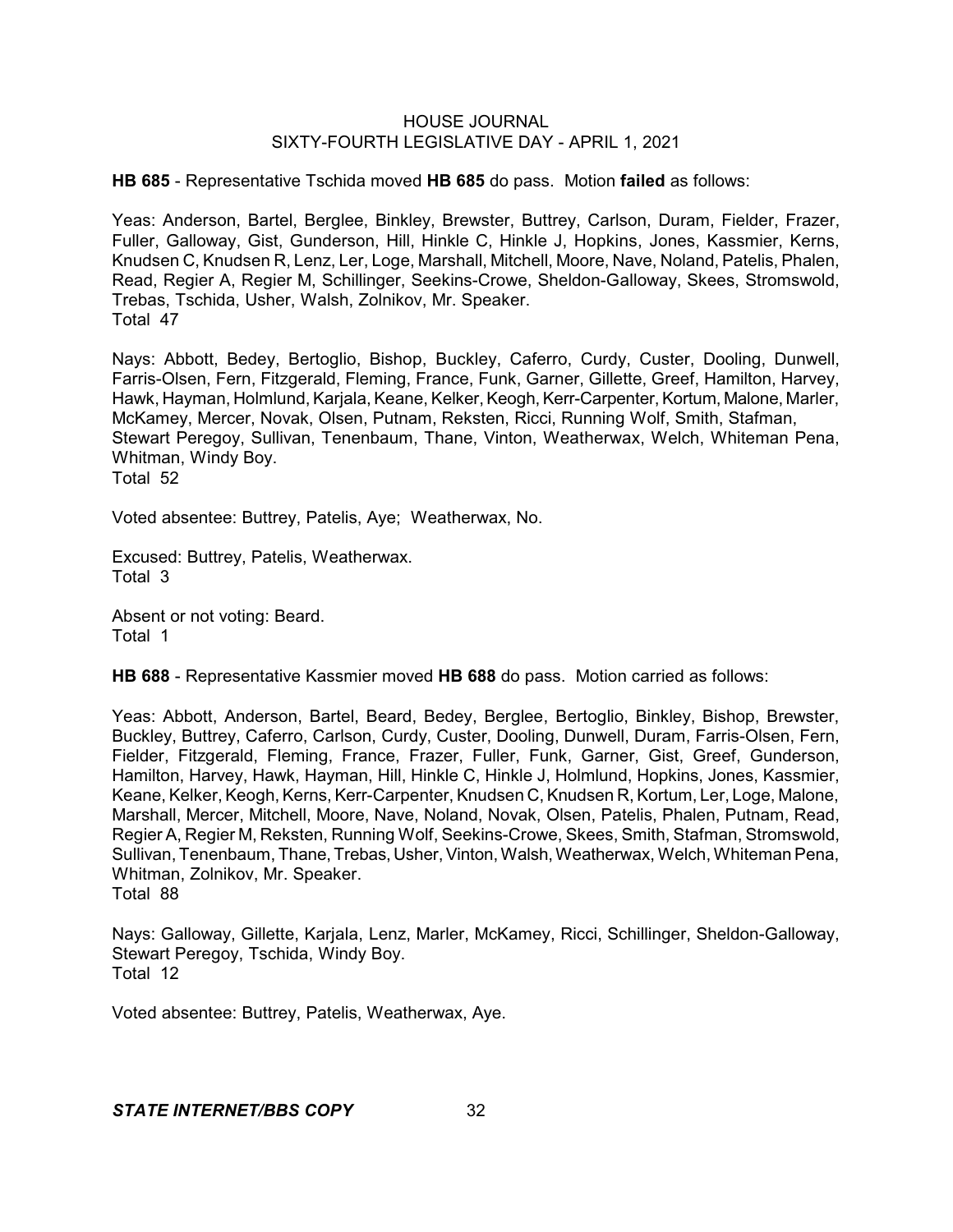**HB 685** - Representative Tschida moved **HB 685** do pass. Motion **failed** as follows:

Yeas: Anderson, Bartel, Berglee, Binkley, Brewster, Buttrey, Carlson, Duram, Fielder, Frazer, Fuller, Galloway, Gist, Gunderson, Hill, Hinkle C, Hinkle J, Hopkins, Jones, Kassmier, Kerns, Knudsen C, Knudsen R, Lenz, Ler, Loge, Marshall, Mitchell, Moore, Nave, Noland, Patelis, Phalen, Read, Regier A, Regier M, Schillinger, Seekins-Crowe, Sheldon-Galloway, Skees, Stromswold, Trebas, Tschida, Usher, Walsh, Zolnikov, Mr. Speaker.
Total 47

Nays: Abbott, Bedey, Bertoglio, Bishop, Buckley, Caferro, Curdy, Custer, Dooling, Dunwell, Farris-Olsen, Fern, Fitzgerald, Fleming, France, Funk, Garner, Gillette, Greef, Hamilton, Harvey, Hawk, Hayman, Holmlund, Karjala, Keane, Kelker, Keogh, Kerr-Carpenter, Kortum, Malone, Marler, McKamey, Mercer, Novak, Olsen, Putnam, Reksten, Ricci, Running Wolf, Smith, Stafman, Stewart Peregoy, Sullivan, Tenenbaum, Thane, Vinton, Weatherwax, Welch, Whiteman Pena, Whitman, Windy Boy.
Total 52

Voted absentee: Buttrey, Patelis, Aye; Weatherwax, No.

Excused: Buttrey, Patelis, Weatherwax.
Total 3

Absent or not voting: Beard.
Total 1

**HB 688** - Representative Kassmier moved **HB 688** do pass. Motion carried as follows:

Yeas: Abbott, Anderson, Bartel, Beard, Bedey, Berglee, Bertoglio, Binkley, Bishop, Brewster, Buckley, Buttrey, Caferro, Carlson, Curdy, Custer, Dooling, Dunwell, Duram, Farris-Olsen, Fern, Fielder, Fitzgerald, Fleming, France, Frazer, Fuller, Funk, Garner, Gist, Greef, Gunderson, Hamilton, Harvey, Hawk, Hayman, Hill, Hinkle C, Hinkle J, Holmlund, Hopkins, Jones, Kassmier, Keane, Kelker, Keogh, Kerns, Kerr-Carpenter, Knudsen C, Knudsen R, Kortum, Ler, Loge, Malone, Marshall, Mercer, Mitchell, Moore, Nave, Noland, Novak, Olsen, Patelis, Phalen, Putnam, Read, Regier A, Regier M, Reksten, Running Wolf, Seekins-Crowe, Skees, Smith, Stafman, Stromswold, Sullivan, Tenenbaum, Thane, Trebas, Usher, Vinton, Walsh, Weatherwax, Welch, Whiteman Pena, Whitman, Zolnikov, Mr. Speaker.
Total 88

Nays: Galloway, Gillette, Karjala, Lenz, Marler, McKamey, Ricci, Schillinger, Sheldon-Galloway, Stewart Peregoy, Tschida, Windy Boy.
Total 12

Voted absentee: Buttrey, Patelis, Weatherwax, Aye.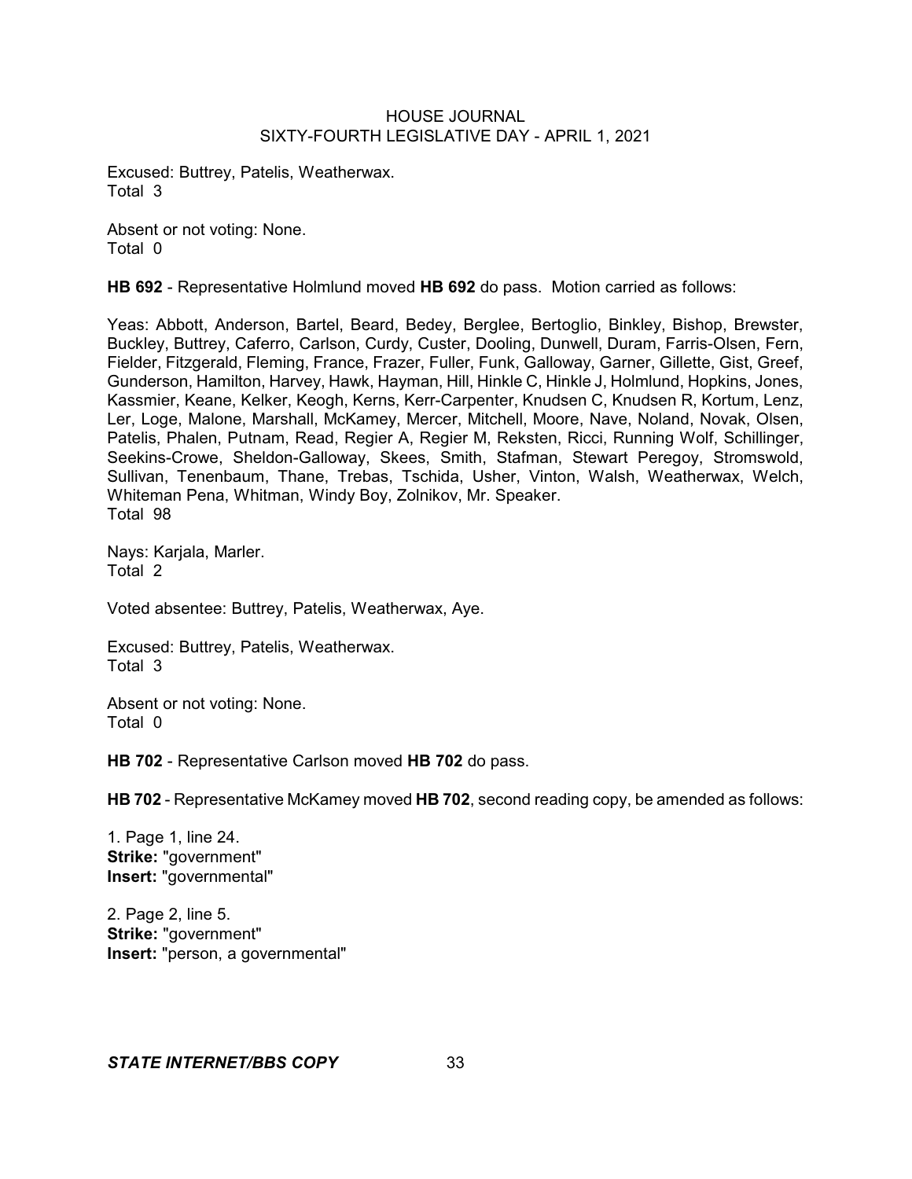Excused: Buttrey, Patelis, Weatherwax.
Total 3

Absent or not voting: None.
Total 0

**HB 692** - Representative Holmlund moved **HB 692** do pass. Motion carried as follows:

Yeas: Abbott, Anderson, Bartel, Beard, Bedey, Berglee, Bertoglio, Binkley, Bishop, Brewster, Buckley, Buttrey, Caferro, Carlson, Curdy, Custer, Dooling, Dunwell, Duram, Farris-Olsen, Fern, Fielder, Fitzgerald, Fleming, France, Frazer, Fuller, Funk, Galloway, Garner, Gillette, Gist, Greef, Gunderson, Hamilton, Harvey, Hawk, Hayman, Hill, Hinkle C, Hinkle J, Holmlund, Hopkins, Jones, Kassmier, Keane, Kelker, Keogh, Kerns, Kerr-Carpenter, Knudsen C, Knudsen R, Kortum, Lenz, Ler, Loge, Malone, Marshall, McKamey, Mercer, Mitchell, Moore, Nave, Noland, Novak, Olsen, Patelis, Phalen, Putnam, Read, Regier A, Regier M, Reksten, Ricci, Running Wolf, Schillinger, Seekins-Crowe, Sheldon-Galloway, Skees, Smith, Stafman, Stewart Peregoy, Stromswold, Sullivan, Tenenbaum, Thane, Trebas, Tschida, Usher, Vinton, Walsh, Weatherwax, Welch, Whiteman Pena, Whitman, Windy Boy, Zolnikov, Mr. Speaker.
Total 98

Nays: Karjala, Marler.
Total 2

Voted absentee: Buttrey, Patelis, Weatherwax, Aye.

Excused: Buttrey, Patelis, Weatherwax.
Total 3

Absent or not voting: None.
Total 0

**HB 702** - Representative Carlson moved **HB 702** do pass.

**HB 702** - Representative McKamey moved **HB 702**, second reading copy, be amended as follows:

1. Page 1, line 24.
**Strike:** "government"
**Insert:** "governmental"

2. Page 2, line 5.
**Strike:** "government"
**Insert:** "person, a governmental"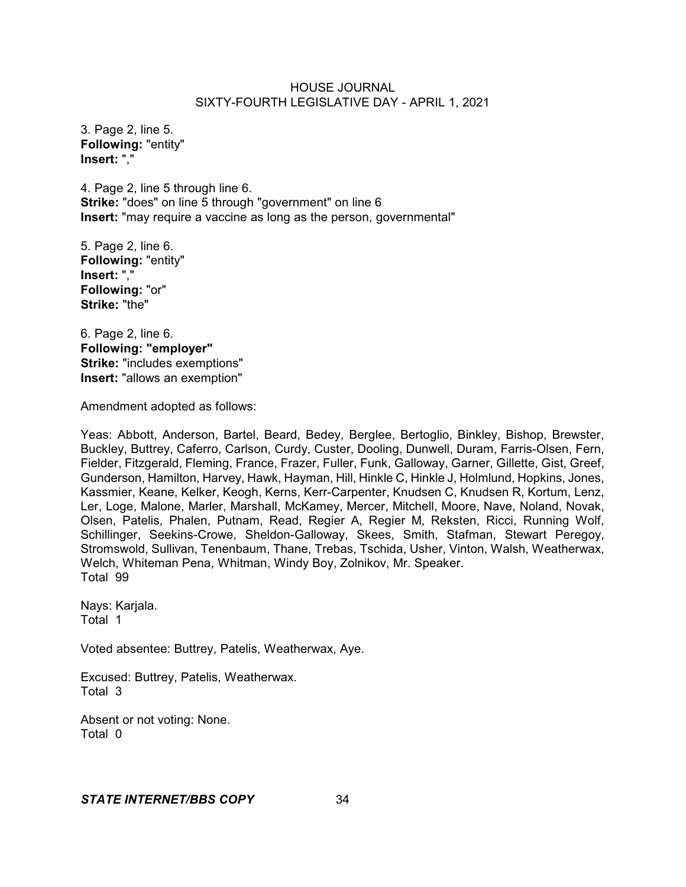3. Page 2, line 5.
**Following:** "entity"
**Insert:** ","

4. Page 2, line 5 through line 6.
**Strike:** "does" on line 5 through "government" on line 6
**Insert:** "may require a vaccine as long as the person, governmental"

5. Page 2, line 6.
**Following:** "entity"
**Insert:** ","
**Following:** "or"
**Strike:** "the"

6. Page 2, line 6.
**Following: "employer"**
**Strike:** "includes exemptions"
**Insert:** "allows an exemption"

Amendment adopted as follows:

Yeas: Abbott, Anderson, Bartel, Beard, Bedey, Berglee, Bertoglio, Binkley, Bishop, Brewster, Buckley, Buttrey, Caferro, Carlson, Curdy, Custer, Dooling, Dunwell, Duram, Farris-Olsen, Fern, Fielder, Fitzgerald, Fleming, France, Frazer, Fuller, Funk, Galloway, Garner, Gillette, Gist, Greef, Gunderson, Hamilton, Harvey, Hawk, Hayman, Hill, Hinkle C, Hinkle J, Holmlund, Hopkins, Jones, Kassmier, Keane, Kelker, Keogh, Kerns, Kerr-Carpenter, Knudsen C, Knudsen R, Kortum, Lenz, Ler, Loge, Malone, Marler, Marshall, McKamey, Mercer, Mitchell, Moore, Nave, Noland, Novak, Olsen, Patelis, Phalen, Putnam, Read, Regier A, Regier M, Reksten, Ricci, Running Wolf, Schillinger, Seekins-Crowe, Sheldon-Galloway, Skees, Smith, Stafman, Stewart Peregoy, Stromswold, Sullivan, Tenenbaum, Thane, Trebas, Tschida, Usher, Vinton, Walsh, Weatherwax, Welch, Whiteman Pena, Whitman, Windy Boy, Zolnikov, Mr. Speaker.
Total 99

Nays: Karjala.
Total 1

Voted absentee: Buttrey, Patelis, Weatherwax, Aye.

Excused: Buttrey, Patelis, Weatherwax.
Total 3

Absent or not voting: None.
Total 0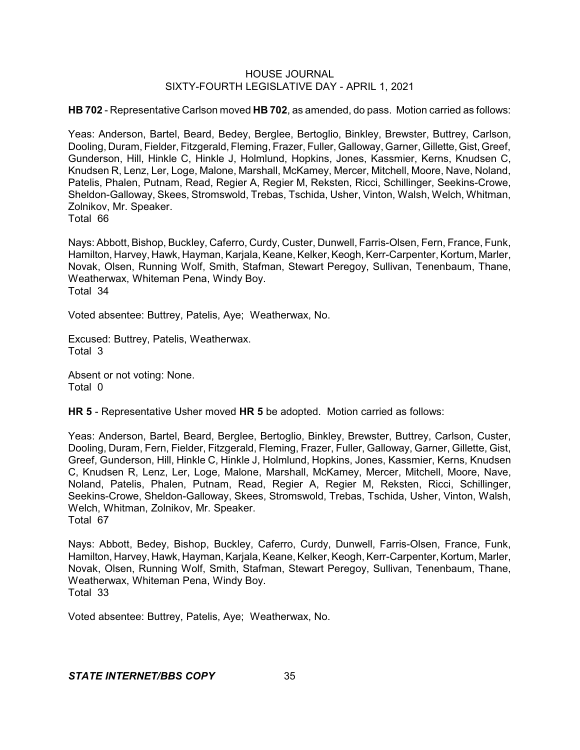**HB 702** - Representative Carlson moved **HB 702**, as amended, do pass. Motion carried as follows:

Yeas: Anderson, Bartel, Beard, Bedey, Berglee, Bertoglio, Binkley, Brewster, Buttrey, Carlson, Dooling, Duram, Fielder, Fitzgerald, Fleming, Frazer, Fuller, Galloway, Garner, Gillette, Gist, Greef, Gunderson, Hill, Hinkle C, Hinkle J, Holmlund, Hopkins, Jones, Kassmier, Kerns, Knudsen C, Knudsen R, Lenz, Ler, Loge, Malone, Marshall, McKamey, Mercer, Mitchell, Moore, Nave, Noland, Patelis, Phalen, Putnam, Read, Regier A, Regier M, Reksten, Ricci, Schillinger, Seekins-Crowe, Sheldon-Galloway, Skees, Stromswold, Trebas, Tschida, Usher, Vinton, Walsh, Welch, Whitman, Zolnikov, Mr. Speaker.
Total 66

Nays: Abbott, Bishop, Buckley, Caferro, Curdy, Custer, Dunwell, Farris-Olsen, Fern, France, Funk, Hamilton, Harvey, Hawk, Hayman, Karjala, Keane, Kelker, Keogh, Kerr-Carpenter, Kortum, Marler, Novak, Olsen, Running Wolf, Smith, Stafman, Stewart Peregoy, Sullivan, Tenenbaum, Thane, Weatherwax, Whiteman Pena, Windy Boy.
Total 34

Voted absentee: Buttrey, Patelis, Aye; Weatherwax, No.

Excused: Buttrey, Patelis, Weatherwax.
Total 3

Absent or not voting: None.
Total 0

**HR 5** - Representative Usher moved **HR 5** be adopted. Motion carried as follows:

Yeas: Anderson, Bartel, Beard, Berglee, Bertoglio, Binkley, Brewster, Buttrey, Carlson, Custer, Dooling, Duram, Fern, Fielder, Fitzgerald, Fleming, Frazer, Fuller, Galloway, Garner, Gillette, Gist, Greef, Gunderson, Hill, Hinkle C, Hinkle J, Holmlund, Hopkins, Jones, Kassmier, Kerns, Knudsen C, Knudsen R, Lenz, Ler, Loge, Malone, Marshall, McKamey, Mercer, Mitchell, Moore, Nave, Noland, Patelis, Phalen, Putnam, Read, Regier A, Regier M, Reksten, Ricci, Schillinger, Seekins-Crowe, Sheldon-Galloway, Skees, Stromswold, Trebas, Tschida, Usher, Vinton, Walsh, Welch, Whitman, Zolnikov, Mr. Speaker.
Total 67

Nays: Abbott, Bedey, Bishop, Buckley, Caferro, Curdy, Dunwell, Farris-Olsen, France, Funk, Hamilton, Harvey, Hawk, Hayman, Karjala, Keane, Kelker, Keogh, Kerr-Carpenter, Kortum, Marler, Novak, Olsen, Running Wolf, Smith, Stafman, Stewart Peregoy, Sullivan, Tenenbaum, Thane, Weatherwax, Whiteman Pena, Windy Boy.
Total 33

Voted absentee: Buttrey, Patelis, Aye; Weatherwax, No.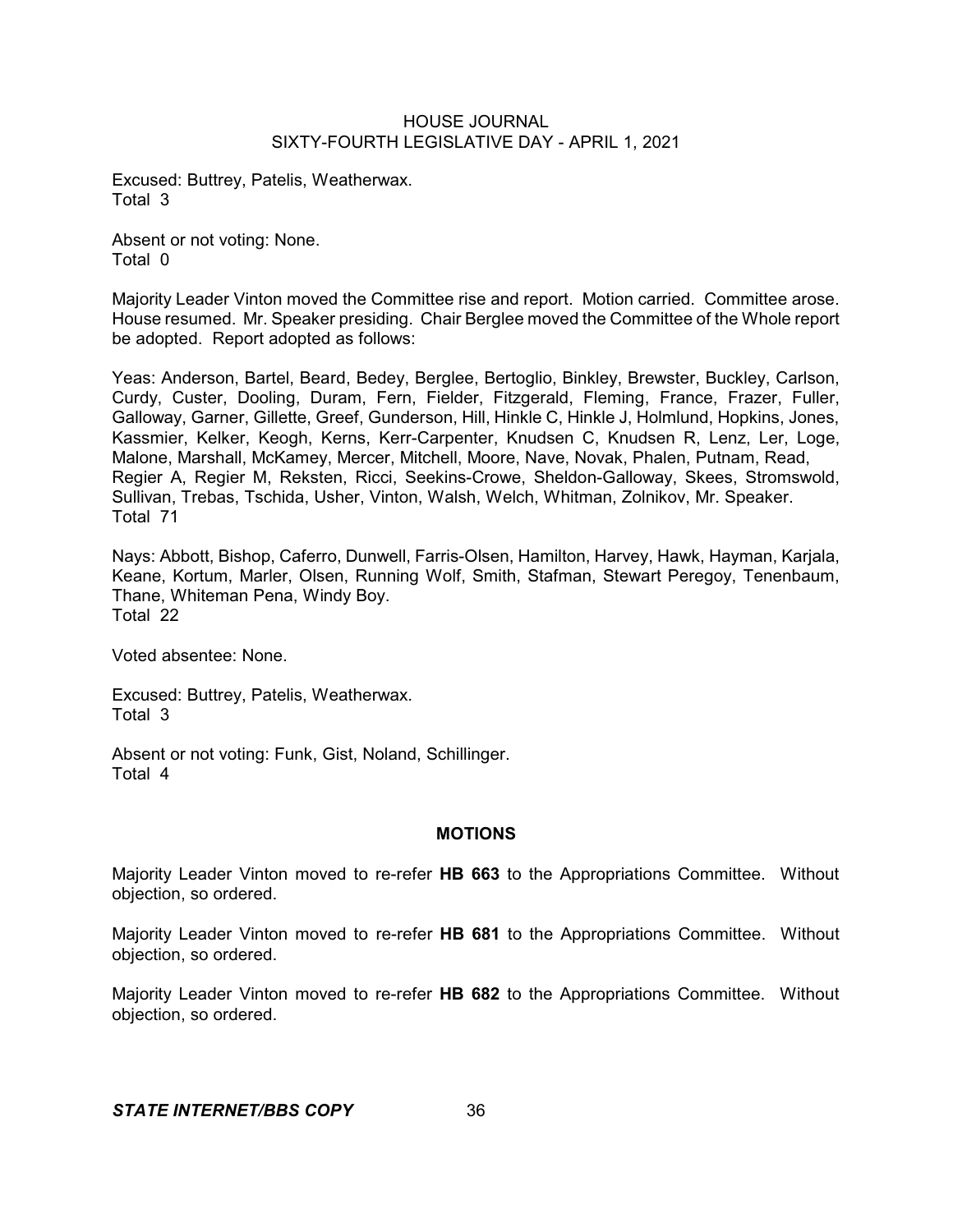Excused: Buttrey, Patelis, Weatherwax.
Total 3

Absent or not voting: None.
Total 0

Majority Leader Vinton moved the Committee rise and report. Motion carried. Committee arose. House resumed. Mr. Speaker presiding. Chair Berglee moved the Committee of the Whole report be adopted. Report adopted as follows:

Yeas: Anderson, Bartel, Beard, Bedey, Berglee, Bertoglio, Binkley, Brewster, Buckley, Carlson, Curdy, Custer, Dooling, Duram, Fern, Fielder, Fitzgerald, Fleming, France, Frazer, Fuller, Galloway, Garner, Gillette, Greef, Gunderson, Hill, Hinkle C, Hinkle J, Holmlund, Hopkins, Jones, Kassmier, Kelker, Keogh, Kerns, Kerr-Carpenter, Knudsen C, Knudsen R, Lenz, Ler, Loge, Malone, Marshall, McKamey, Mercer, Mitchell, Moore, Nave, Novak, Phalen, Putnam, Read, Regier A, Regier M, Reksten, Ricci, Seekins-Crowe, Sheldon-Galloway, Skees, Stromswold, Sullivan, Trebas, Tschida, Usher, Vinton, Walsh, Welch, Whitman, Zolnikov, Mr. Speaker.
Total 71

Nays: Abbott, Bishop, Caferro, Dunwell, Farris-Olsen, Hamilton, Harvey, Hawk, Hayman, Karjala, Keane, Kortum, Marler, Olsen, Running Wolf, Smith, Stafman, Stewart Peregoy, Tenenbaum, Thane, Whiteman Pena, Windy Boy.
Total 22

Voted absentee: None.

Excused: Buttrey, Patelis, Weatherwax.
Total 3

Absent or not voting: Funk, Gist, Noland, Schillinger.
Total 4

## MOTIONS

Majority Leader Vinton moved to re-refer **HB 663** to the Appropriations Committee. Without objection, so ordered.

Majority Leader Vinton moved to re-refer **HB 681** to the Appropriations Committee. Without objection, so ordered.

Majority Leader Vinton moved to re-refer **HB 682** to the Appropriations Committee. Without objection, so ordered.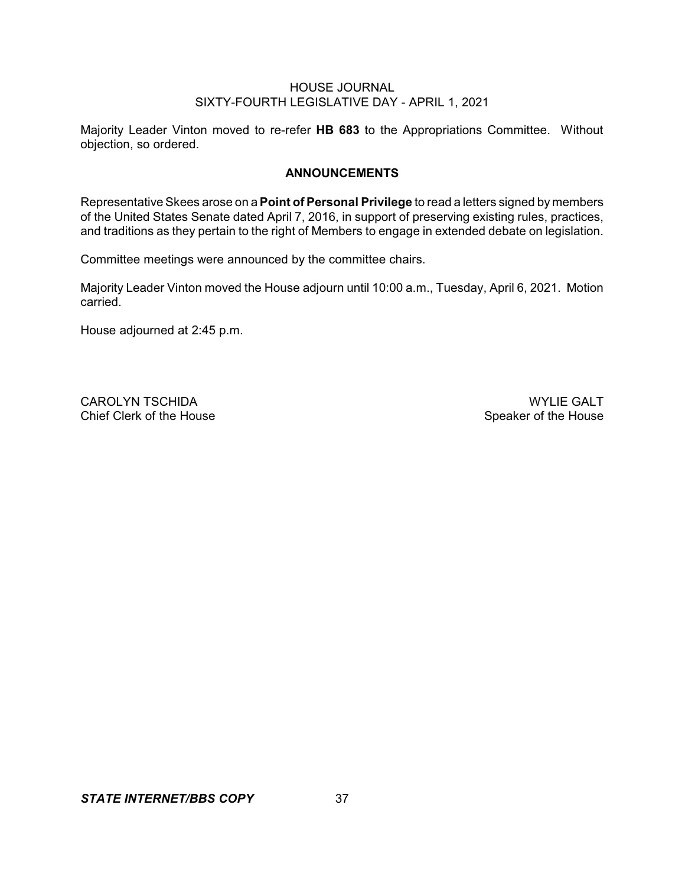Majority Leader Vinton moved to re-refer **HB 683** to the Appropriations Committee. Without objection, so ordered.

## ANNOUNCEMENTS

Representative Skees arose on a **Point of Personal Privilege** to read a letters signed by members of the United States Senate dated April 7, 2016, in support of preserving existing rules, practices, and traditions as they pertain to the right of Members to engage in extended debate on legislation.

Committee meetings were announced by the committee chairs.

Majority Leader Vinton moved the House adjourn until 10:00 a.m., Tuesday, April 6, 2021. Motion carried.

House adjourned at 2:45 p.m.

CAROLYN TSCHIDA
Chief Clerk of the House

WYLIE GALT
Speaker of the House